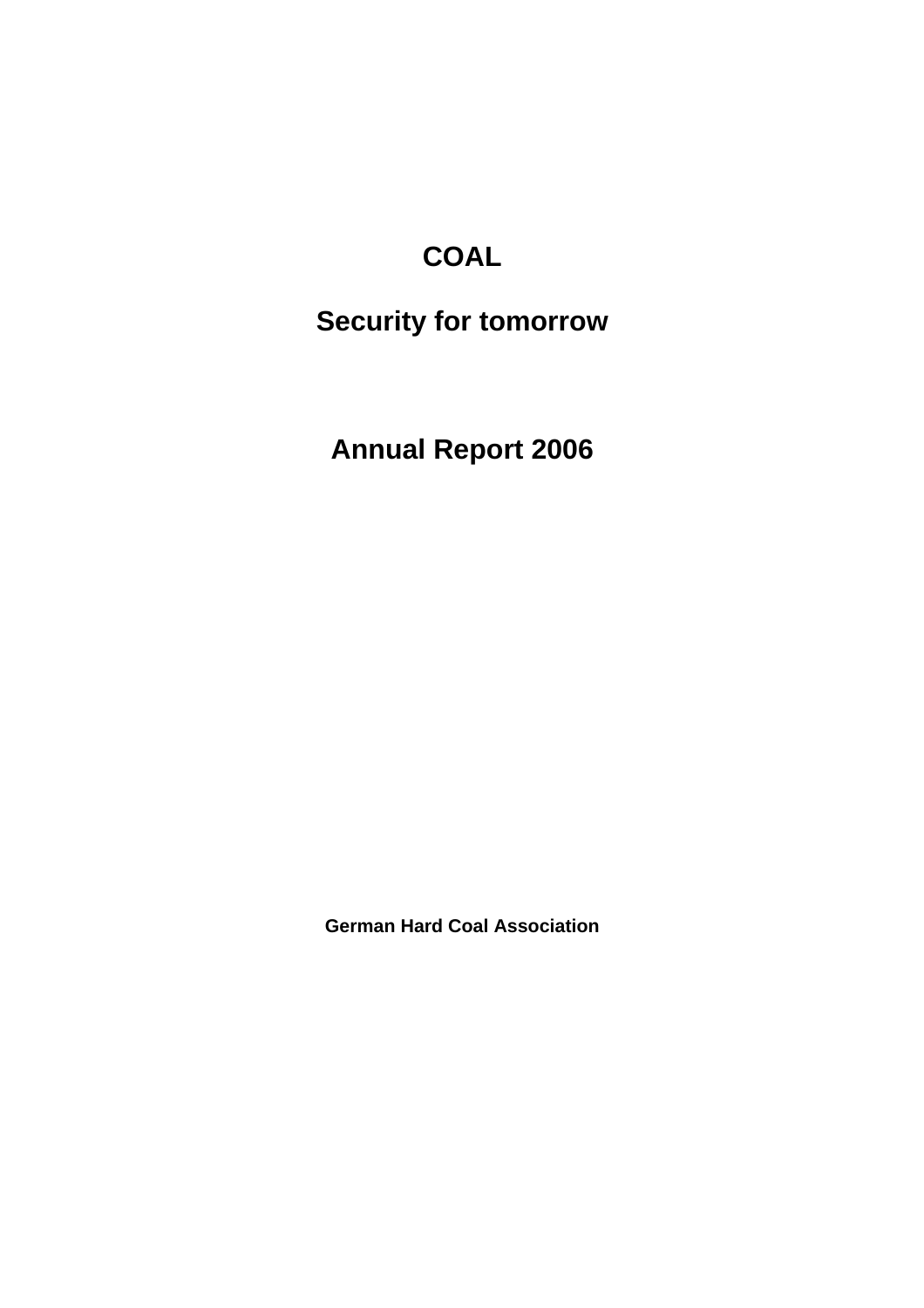# COAL

# Security for tomorrow

# Annual Report 2006

**German Hard Coal Association**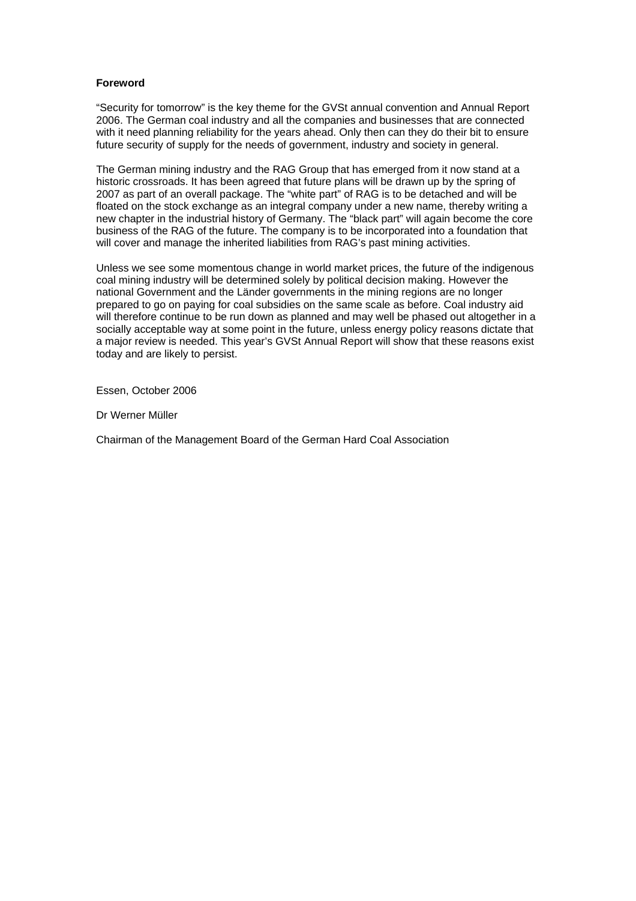**Foreword**

“Security for tomorrow” is the key theme for the GVSt annual convention and Annual Report 2006. The German coal industry and all the companies and businesses that are connected with it need planning reliability for the years ahead. Only then can they do their bit to ensure future security of supply for the needs of government, industry and society in general.

The German mining industry and the RAG Group that has emerged from it now stand at a historic crossroads. It has been agreed that future plans will be drawn up by the spring of 2007 as part of an overall package. The “white part” of RAG is to be detached and will be floated on the stock exchange as an integral company under a new name, thereby writing a new chapter in the industrial history of Germany. The “black part” will again become the core business of the RAG of the future. The company is to be incorporated into a foundation that will cover and manage the inherited liabilities from RAG’s past mining activities.

Unless we see some momentous change in world market prices, the future of the indigenous coal mining industry will be determined solely by political decision making. However the national Government and the Länder governments in the mining regions are no longer prepared to go on paying for coal subsidies on the same scale as before. Coal industry aid will therefore continue to be run down as planned and may well be phased out altogether in a socially acceptable way at some point in the future, unless energy policy reasons dictate that a major review is needed. This year’s GVSt Annual Report will show that these reasons exist today and are likely to persist.

Essen, October 2006

Dr Werner Müller

Chairman of the Management Board of the German Hard Coal Association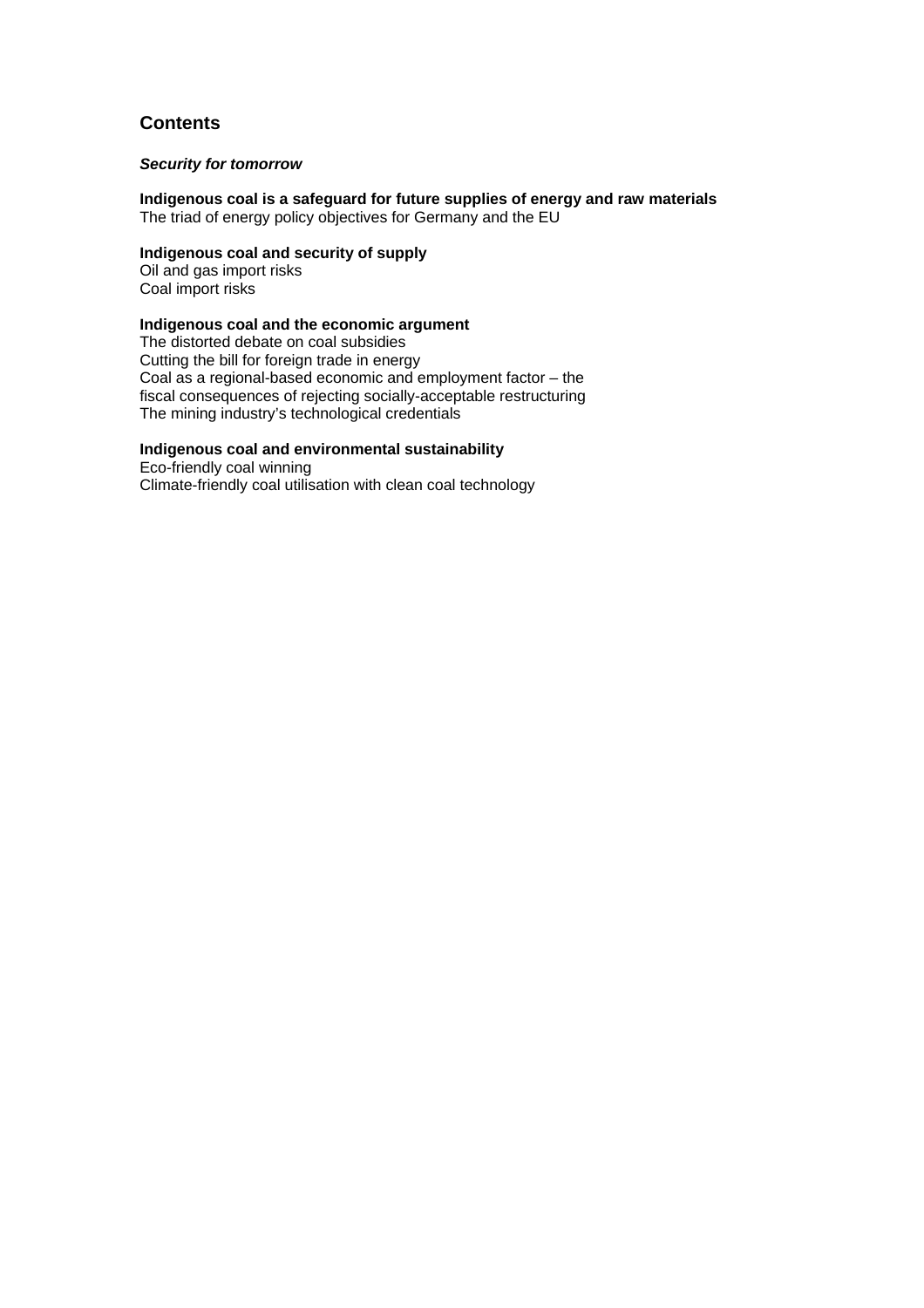## Contents

***Security for tomorrow***

**Indigenous coal is a safeguard for future supplies of energy and raw materials**
The triad of energy policy objectives for Germany and the EU

**Indigenous coal and security of supply**
Oil and gas import risks
Coal import risks

**Indigenous coal and the economic argument**
The distorted debate on coal subsidies
Cutting the bill for foreign trade in energy
Coal as a regional-based economic and employment factor – the fiscal consequences of rejecting socially-acceptable restructuring
The mining industry's technological credentials

**Indigenous coal and environmental sustainability**
Eco-friendly coal winning
Climate-friendly coal utilisation with clean coal technology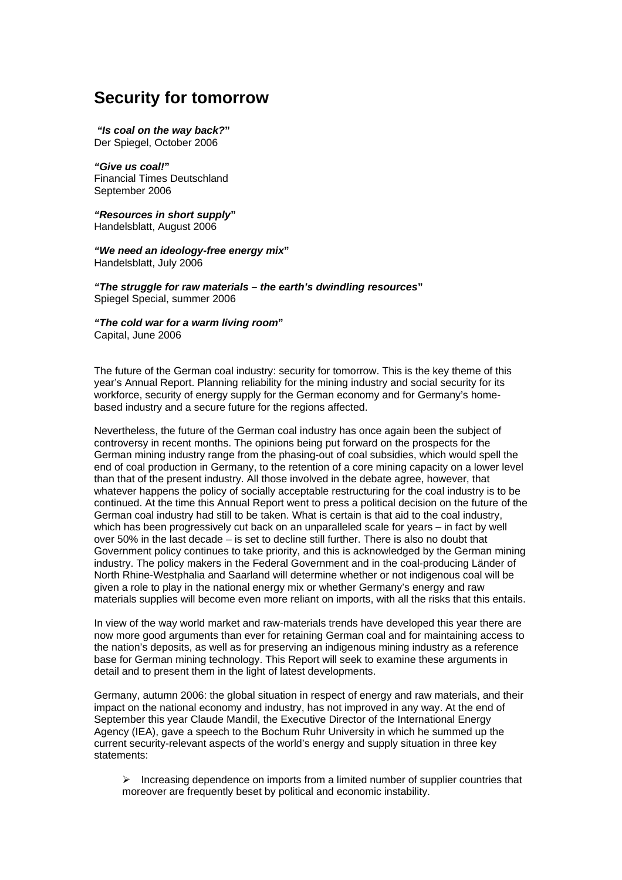# Security for tomorrow

***"Is coal on the way back?"***
Der Spiegel, October 2006

***"Give us coal!"***
Financial Times Deutschland
September 2006

***"Resources in short supply"***
Handelsblatt, August 2006

***"We need an ideology-free energy mix"***
Handelsblatt, July 2006

***"The struggle for raw materials – the earth's dwindling resources"***
Spiegel Special, summer 2006

***"The cold war for a warm living room"***
Capital, June 2006

The future of the German coal industry: security for tomorrow. This is the key theme of this year's Annual Report. Planning reliability for the mining industry and social security for its workforce, security of energy supply for the German economy and for Germany's home-based industry and a secure future for the regions affected.

Nevertheless, the future of the German coal industry has once again been the subject of controversy in recent months. The opinions being put forward on the prospects for the German mining industry range from the phasing-out of coal subsidies, which would spell the end of coal production in Germany, to the retention of a core mining capacity on a lower level than that of the present industry. All those involved in the debate agree, however, that whatever happens the policy of socially acceptable restructuring for the coal industry is to be continued. At the time this Annual Report went to press a political decision on the future of the German coal industry had still to be taken. What is certain is that aid to the coal industry, which has been progressively cut back on an unparalleled scale for years – in fact by well over 50% in the last decade – is set to decline still further. There is also no doubt that Government policy continues to take priority, and this is acknowledged by the German mining industry. The policy makers in the Federal Government and in the coal-producing Länder of North Rhine-Westphalia and Saarland will determine whether or not indigenous coal will be given a role to play in the national energy mix or whether Germany's energy and raw materials supplies will become even more reliant on imports, with all the risks that this entails.

In view of the way world market and raw-materials trends have developed this year there are now more good arguments than ever for retaining German coal and for maintaining access to the nation's deposits, as well as for preserving an indigenous mining industry as a reference base for German mining technology. This Report will seek to examine these arguments in detail and to present them in the light of latest developments.

Germany, autumn 2006: the global situation in respect of energy and raw materials, and their impact on the national economy and industry, has not improved in any way. At the end of September this year Claude Mandil, the Executive Director of the International Energy Agency (IEA), gave a speech to the Bochum Ruhr University in which he summed up the current security-relevant aspects of the world's energy and supply situation in three key statements:

- Increasing dependence on imports from a limited number of supplier countries that moreover are frequently beset by political and economic instability.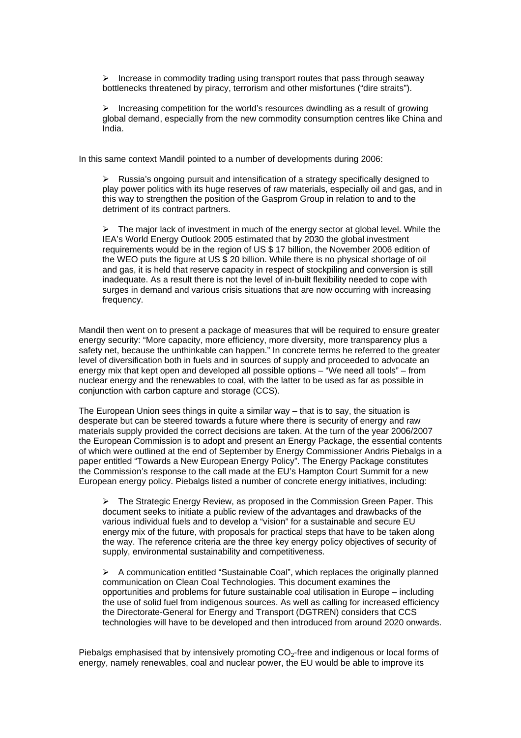- Increase in commodity trading using transport routes that pass through seaway bottlenecks threatened by piracy, terrorism and other misfortunes ("dire straits").

- Increasing competition for the world's resources dwindling as a result of growing global demand, especially from the new commodity consumption centres like China and India.

In this same context Mandil pointed to a number of developments during 2006:

- Russia's ongoing pursuit and intensification of a strategy specifically designed to play power politics with its huge reserves of raw materials, especially oil and gas, and in this way to strengthen the position of the Gasprom Group in relation to and to the detriment of its contract partners.

- The major lack of investment in much of the energy sector at global level. While the IEA's World Energy Outlook 2005 estimated that by 2030 the global investment requirements would be in the region of US $ 17 billion, the November 2006 edition of the WEO puts the figure at US $ 20 billion. While there is no physical shortage of oil and gas, it is held that reserve capacity in respect of stockpiling and conversion is still inadequate. As a result there is not the level of in-built flexibility needed to cope with surges in demand and various crisis situations that are now occurring with increasing frequency.

Mandil then went on to present a package of measures that will be required to ensure greater energy security: "More capacity, more efficiency, more diversity, more transparency plus a safety net, because the unthinkable can happen." In concrete terms he referred to the greater level of diversification both in fuels and in sources of supply and proceeded to advocate an energy mix that kept open and developed all possible options – "We need all tools" – from nuclear energy and the renewables to coal, with the latter to be used as far as possible in conjunction with carbon capture and storage (CCS).

The European Union sees things in quite a similar way – that is to say, the situation is desperate but can be steered towards a future where there is security of energy and raw materials supply provided the correct decisions are taken. At the turn of the year 2006/2007 the European Commission is to adopt and present an Energy Package, the essential contents of which were outlined at the end of September by Energy Commissioner Andris Piebalgs in a paper entitled "Towards a New European Energy Policy". The Energy Package constitutes the Commission's response to the call made at the EU's Hampton Court Summit for a new European energy policy. Piebalgs listed a number of concrete energy initiatives, including:

- The Strategic Energy Review, as proposed in the Commission Green Paper. This document seeks to initiate a public review of the advantages and drawbacks of the various individual fuels and to develop a "vision" for a sustainable and secure EU energy mix of the future, with proposals for practical steps that have to be taken along the way. The reference criteria are the three key energy policy objectives of security of supply, environmental sustainability and competitiveness.

- A communication entitled "Sustainable Coal", which replaces the originally planned communication on Clean Coal Technologies. This document examines the opportunities and problems for future sustainable coal utilisation in Europe – including the use of solid fuel from indigenous sources. As well as calling for increased efficiency the Directorate-General for Energy and Transport (DGTREN) considers that CCS technologies will have to be developed and then introduced from around 2020 onwards.

Piebalgs emphasised that by intensively promoting $CO_2$-free and indigenous or local forms of energy, namely renewables, coal and nuclear power, the EU would be able to improve its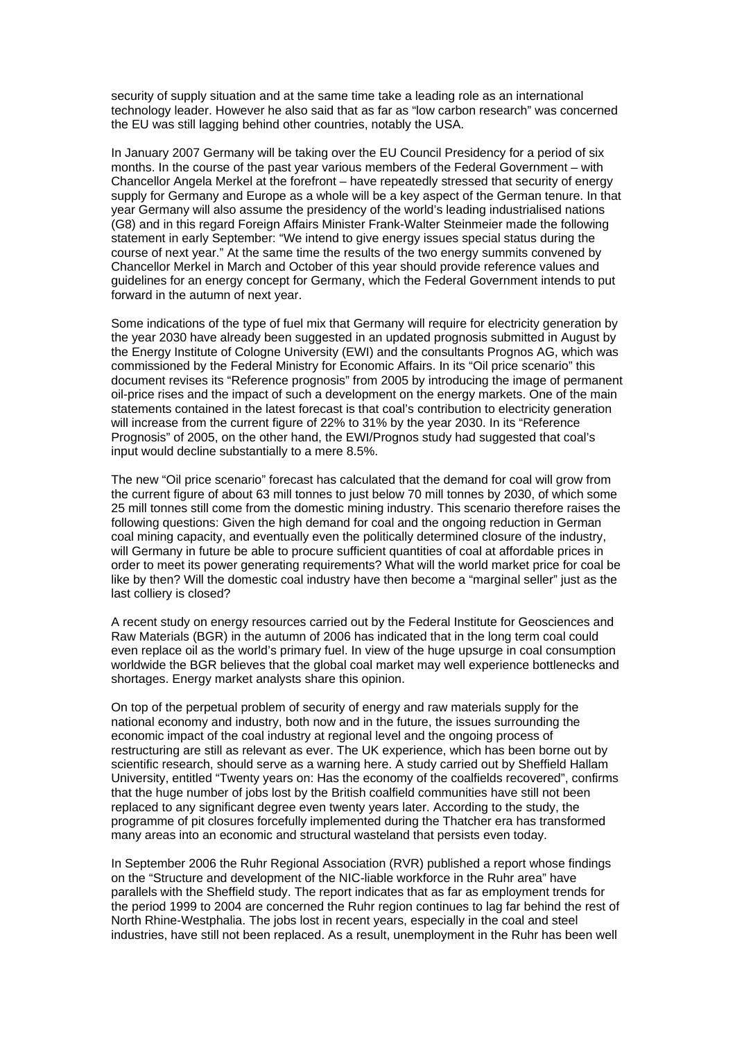security of supply situation and at the same time take a leading role as an international technology leader. However he also said that as far as "low carbon research" was concerned the EU was still lagging behind other countries, notably the USA.

In January 2007 Germany will be taking over the EU Council Presidency for a period of six months. In the course of the past year various members of the Federal Government – with Chancellor Angela Merkel at the forefront – have repeatedly stressed that security of energy supply for Germany and Europe as a whole will be a key aspect of the German tenure. In that year Germany will also assume the presidency of the world's leading industrialised nations (G8) and in this regard Foreign Affairs Minister Frank-Walter Steinmeier made the following statement in early September: "We intend to give energy issues special status during the course of next year." At the same time the results of the two energy summits convened by Chancellor Merkel in March and October of this year should provide reference values and guidelines for an energy concept for Germany, which the Federal Government intends to put forward in the autumn of next year.

Some indications of the type of fuel mix that Germany will require for electricity generation by the year 2030 have already been suggested in an updated prognosis submitted in August by the Energy Institute of Cologne University (EWI) and the consultants Prognos AG, which was commissioned by the Federal Ministry for Economic Affairs. In its "Oil price scenario" this document revises its "Reference prognosis" from 2005 by introducing the image of permanent oil-price rises and the impact of such a development on the energy markets. One of the main statements contained in the latest forecast is that coal's contribution to electricity generation will increase from the current figure of 22% to 31% by the year 2030. In its "Reference Prognosis" of 2005, on the other hand, the EWI/Prognos study had suggested that coal's input would decline substantially to a mere 8.5%.

The new "Oil price scenario" forecast has calculated that the demand for coal will grow from the current figure of about 63 mill tonnes to just below 70 mill tonnes by 2030, of which some 25 mill tonnes still come from the domestic mining industry. This scenario therefore raises the following questions: Given the high demand for coal and the ongoing reduction in German coal mining capacity, and eventually even the politically determined closure of the industry, will Germany in future be able to procure sufficient quantities of coal at affordable prices in order to meet its power generating requirements? What will the world market price for coal be like by then? Will the domestic coal industry have then become a "marginal seller" just as the last colliery is closed?

A recent study on energy resources carried out by the Federal Institute for Geosciences and Raw Materials (BGR) in the autumn of 2006 has indicated that in the long term coal could even replace oil as the world's primary fuel. In view of the huge upsurge in coal consumption worldwide the BGR believes that the global coal market may well experience bottlenecks and shortages. Energy market analysts share this opinion.

On top of the perpetual problem of security of energy and raw materials supply for the national economy and industry, both now and in the future, the issues surrounding the economic impact of the coal industry at regional level and the ongoing process of restructuring are still as relevant as ever. The UK experience, which has been borne out by scientific research, should serve as a warning here. A study carried out by Sheffield Hallam University, entitled "Twenty years on: Has the economy of the coalfields recovered", confirms that the huge number of jobs lost by the British coalfield communities have still not been replaced to any significant degree even twenty years later. According to the study, the programme of pit closures forcefully implemented during the Thatcher era has transformed many areas into an economic and structural wasteland that persists even today.

In September 2006 the Ruhr Regional Association (RVR) published a report whose findings on the "Structure and development of the NIC-liable workforce in the Ruhr area" have parallels with the Sheffield study. The report indicates that as far as employment trends for the period 1999 to 2004 are concerned the Ruhr region continues to lag far behind the rest of North Rhine-Westphalia. The jobs lost in recent years, especially in the coal and steel industries, have still not been replaced. As a result, unemployment in the Ruhr has been well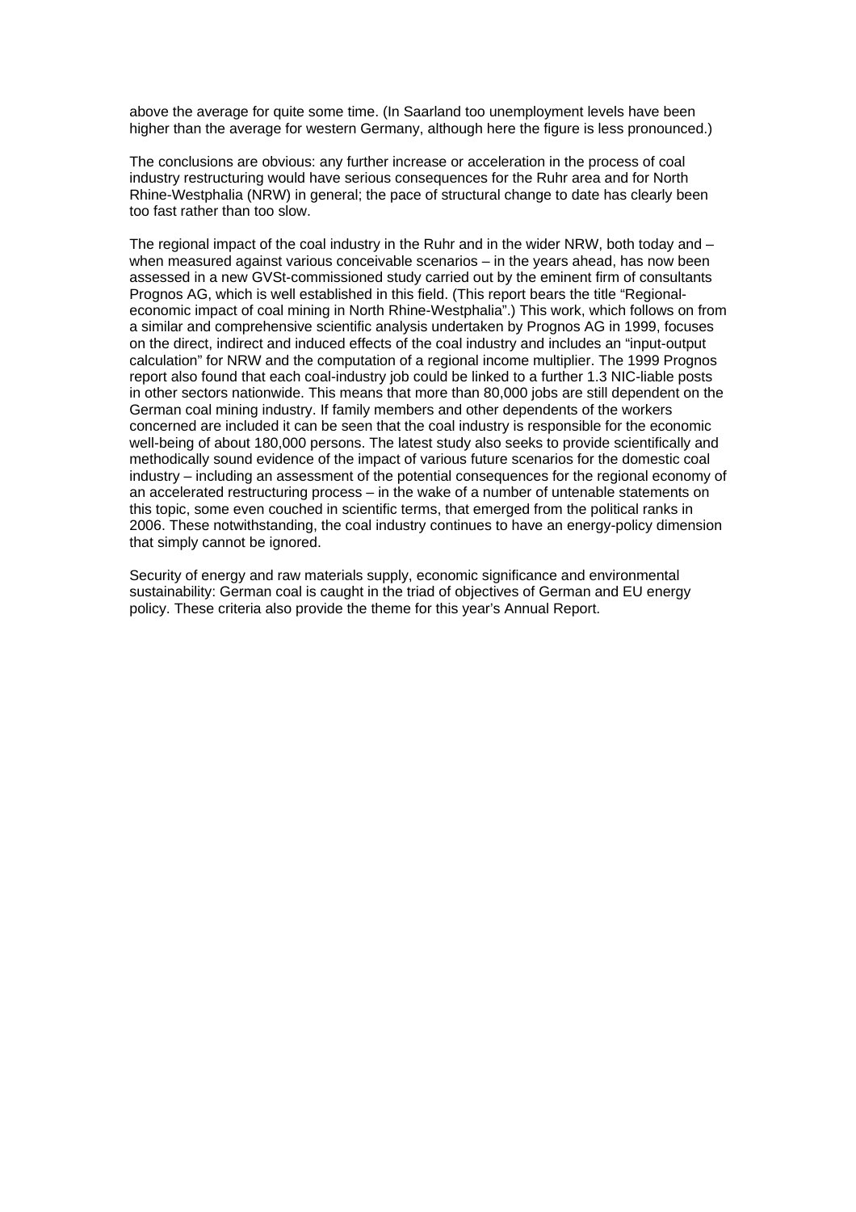above the average for quite some time. (In Saarland too unemployment levels have been higher than the average for western Germany, although here the figure is less pronounced.)

The conclusions are obvious: any further increase or acceleration in the process of coal industry restructuring would have serious consequences for the Ruhr area and for North Rhine-Westphalia (NRW) in general; the pace of structural change to date has clearly been too fast rather than too slow.

The regional impact of the coal industry in the Ruhr and in the wider NRW, both today and – when measured against various conceivable scenarios – in the years ahead, has now been assessed in a new GVSt-commissioned study carried out by the eminent firm of consultants Prognos AG, which is well established in this field. (This report bears the title "Regional-economic impact of coal mining in North Rhine-Westphalia".) This work, which follows on from a similar and comprehensive scientific analysis undertaken by Prognos AG in 1999, focuses on the direct, indirect and induced effects of the coal industry and includes an "input-output calculation" for NRW and the computation of a regional income multiplier. The 1999 Prognos report also found that each coal-industry job could be linked to a further 1.3 NIC-liable posts in other sectors nationwide. This means that more than 80,000 jobs are still dependent on the German coal mining industry. If family members and other dependents of the workers concerned are included it can be seen that the coal industry is responsible for the economic well-being of about 180,000 persons. The latest study also seeks to provide scientifically and methodically sound evidence of the impact of various future scenarios for the domestic coal industry – including an assessment of the potential consequences for the regional economy of an accelerated restructuring process – in the wake of a number of untenable statements on this topic, some even couched in scientific terms, that emerged from the political ranks in 2006. These notwithstanding, the coal industry continues to have an energy-policy dimension that simply cannot be ignored.

Security of energy and raw materials supply, economic significance and environmental sustainability: German coal is caught in the triad of objectives of German and EU energy policy. These criteria also provide the theme for this year's Annual Report.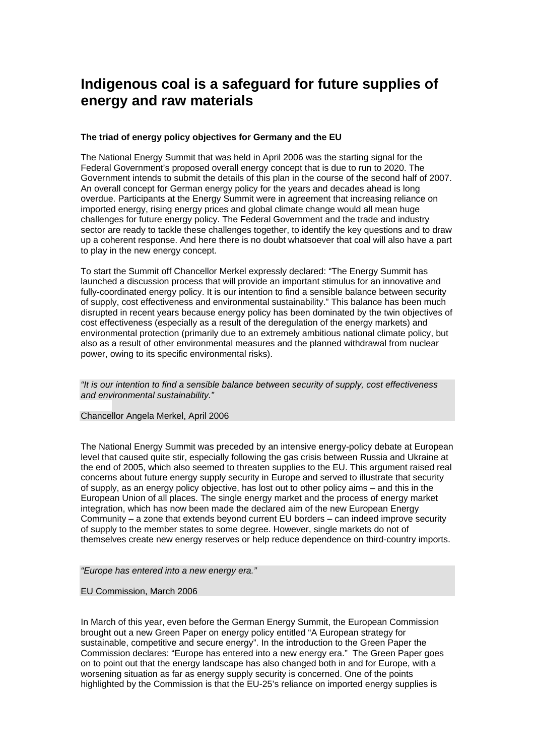# Indigenous coal is a safeguard for future supplies of energy and raw materials

**The triad of energy policy objectives for Germany and the EU**

The National Energy Summit that was held in April 2006 was the starting signal for the Federal Government's proposed overall energy concept that is due to run to 2020. The Government intends to submit the details of this plan in the course of the second half of 2007. An overall concept for German energy policy for the years and decades ahead is long overdue. Participants at the Energy Summit were in agreement that increasing reliance on imported energy, rising energy prices and global climate change would all mean huge challenges for future energy policy. The Federal Government and the trade and industry sector are ready to tackle these challenges together, to identify the key questions and to draw up a coherent response. And here there is no doubt whatsoever that coal will also have a part to play in the new energy concept.

To start the Summit off Chancellor Merkel expressly declared: "The Energy Summit has launched a discussion process that will provide an important stimulus for an innovative and fully-coordinated energy policy. It is our intention to find a sensible balance between security of supply, cost effectiveness and environmental sustainability." This balance has been much disrupted in recent years because energy policy has been dominated by the twin objectives of cost effectiveness (especially as a result of the deregulation of the energy markets) and environmental protection (primarily due to an extremely ambitious national climate policy, but also as a result of other environmental measures and the planned withdrawal from nuclear power, owing to its specific environmental risks).

*"It is our intention to find a sensible balance between security of supply, cost effectiveness and environmental sustainability."*

Chancellor Angela Merkel, April 2006

The National Energy Summit was preceded by an intensive energy-policy debate at European level that caused quite stir, especially following the gas crisis between Russia and Ukraine at the end of 2005, which also seemed to threaten supplies to the EU. This argument raised real concerns about future energy supply security in Europe and served to illustrate that security of supply, as an energy policy objective, has lost out to other policy aims – and this in the European Union of all places. The single energy market and the process of energy market integration, which has now been made the declared aim of the new European Energy Community – a zone that extends beyond current EU borders – can indeed improve security of supply to the member states to some degree. However, single markets do not of themselves create new energy reserves or help reduce dependence on third-country imports.

*"Europe has entered into a new energy era."*

EU Commission, March 2006

In March of this year, even before the German Energy Summit, the European Commission brought out a new Green Paper on energy policy entitled "A European strategy for sustainable, competitive and secure energy". In the introduction to the Green Paper the Commission declares: "Europe has entered into a new energy era." The Green Paper goes on to point out that the energy landscape has also changed both in and for Europe, with a worsening situation as far as energy supply security is concerned. One of the points highlighted by the Commission is that the EU-25's reliance on imported energy supplies is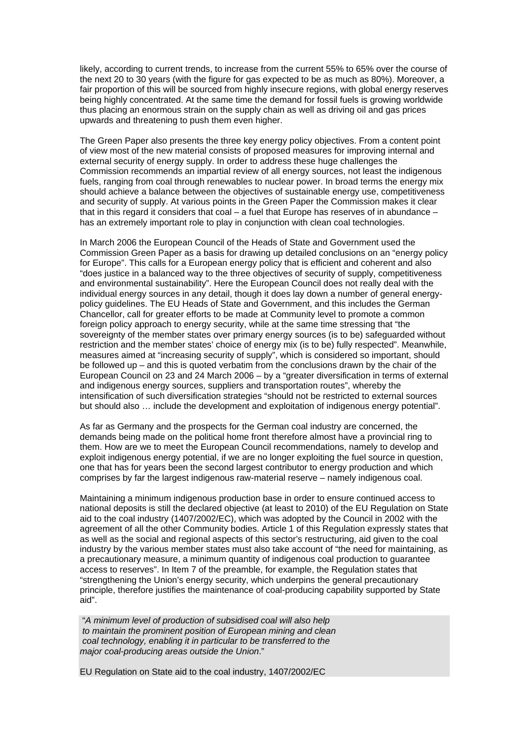likely, according to current trends, to increase from the current 55% to 65% over the course of the next 20 to 30 years (with the figure for gas expected to be as much as 80%). Moreover, a fair proportion of this will be sourced from highly insecure regions, with global energy reserves being highly concentrated. At the same time the demand for fossil fuels is growing worldwide thus placing an enormous strain on the supply chain as well as driving oil and gas prices upwards and threatening to push them even higher.

The Green Paper also presents the three key energy policy objectives. From a content point of view most of the new material consists of proposed measures for improving internal and external security of energy supply. In order to address these huge challenges the Commission recommends an impartial review of all energy sources, not least the indigenous fuels, ranging from coal through renewables to nuclear power. In broad terms the energy mix should achieve a balance between the objectives of sustainable energy use, competitiveness and security of supply. At various points in the Green Paper the Commission makes it clear that in this regard it considers that coal – a fuel that Europe has reserves of in abundance – has an extremely important role to play in conjunction with clean coal technologies.

In March 2006 the European Council of the Heads of State and Government used the Commission Green Paper as a basis for drawing up detailed conclusions on an "energy policy for Europe". This calls for a European energy policy that is efficient and coherent and also "does justice in a balanced way to the three objectives of security of supply, competitiveness and environmental sustainability". Here the European Council does not really deal with the individual energy sources in any detail, though it does lay down a number of general energy-policy guidelines. The EU Heads of State and Government, and this includes the German Chancellor, call for greater efforts to be made at Community level to promote a common foreign policy approach to energy security, while at the same time stressing that "the sovereignty of the member states over primary energy sources (is to be) safeguarded without restriction and the member states' choice of energy mix (is to be) fully respected". Meanwhile, measures aimed at "increasing security of supply", which is considered so important, should be followed up – and this is quoted verbatim from the conclusions drawn by the chair of the European Council on 23 and 24 March 2006 – by a "greater diversification in terms of external and indigenous energy sources, suppliers and transportation routes", whereby the intensification of such diversification strategies "should not be restricted to external sources but should also … include the development and exploitation of indigenous energy potential".

As far as Germany and the prospects for the German coal industry are concerned, the demands being made on the political home front therefore almost have a provincial ring to them. How are we to meet the European Council recommendations, namely to develop and exploit indigenous energy potential, if we are no longer exploiting the fuel source in question, one that has for years been the second largest contributor to energy production and which comprises by far the largest indigenous raw-material reserve – namely indigenous coal.

Maintaining a minimum indigenous production base in order to ensure continued access to national deposits is still the declared objective (at least to 2010) of the EU Regulation on State aid to the coal industry (1407/2002/EC), which was adopted by the Council in 2002 with the agreement of all the other Community bodies. Article 1 of this Regulation expressly states that as well as the social and regional aspects of this sector's restructuring, aid given to the coal industry by the various member states must also take account of "the need for maintaining, as a precautionary measure, a minimum quantity of indigenous coal production to guarantee access to reserves". In Item 7 of the preamble, for example, the Regulation states that "strengthening the Union's energy security, which underpins the general precautionary principle, therefore justifies the maintenance of coal-producing capability supported by State aid".

> "*A minimum level of production of subsidised coal will also help to maintain the prominent position of European mining and clean coal technology, enabling it in particular to be transferred to the major coal-producing areas outside the Union*."
>
> EU Regulation on State aid to the coal industry, 1407/2002/EC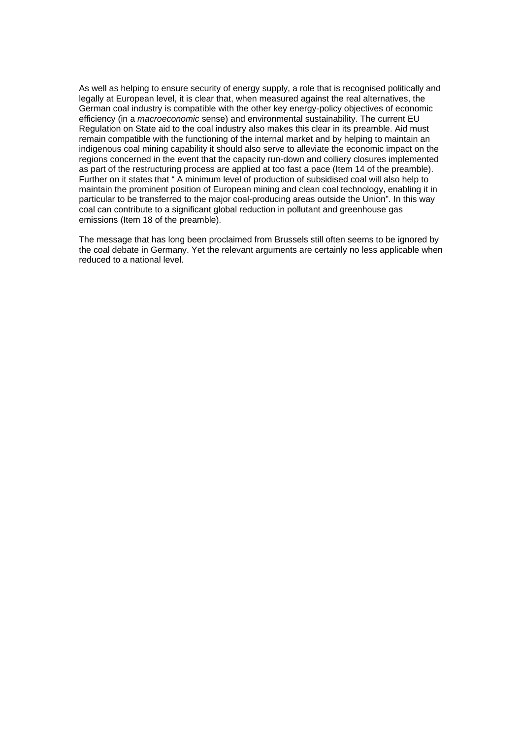As well as helping to ensure security of energy supply, a role that is recognised politically and legally at European level, it is clear that, when measured against the real alternatives, the German coal industry is compatible with the other key energy-policy objectives of economic efficiency (in a *macroeconomic* sense) and environmental sustainability. The current EU Regulation on State aid to the coal industry also makes this clear in its preamble. Aid must remain compatible with the functioning of the internal market and by helping to maintain an indigenous coal mining capability it should also serve to alleviate the economic impact on the regions concerned in the event that the capacity run-down and colliery closures implemented as part of the restructuring process are applied at too fast a pace (Item 14 of the preamble). Further on it states that " A minimum level of production of subsidised coal will also help to maintain the prominent position of European mining and clean coal technology, enabling it in particular to be transferred to the major coal-producing areas outside the Union". In this way coal can contribute to a significant global reduction in pollutant and greenhouse gas emissions (Item 18 of the preamble).

The message that has long been proclaimed from Brussels still often seems to be ignored by the coal debate in Germany. Yet the relevant arguments are certainly no less applicable when reduced to a national level.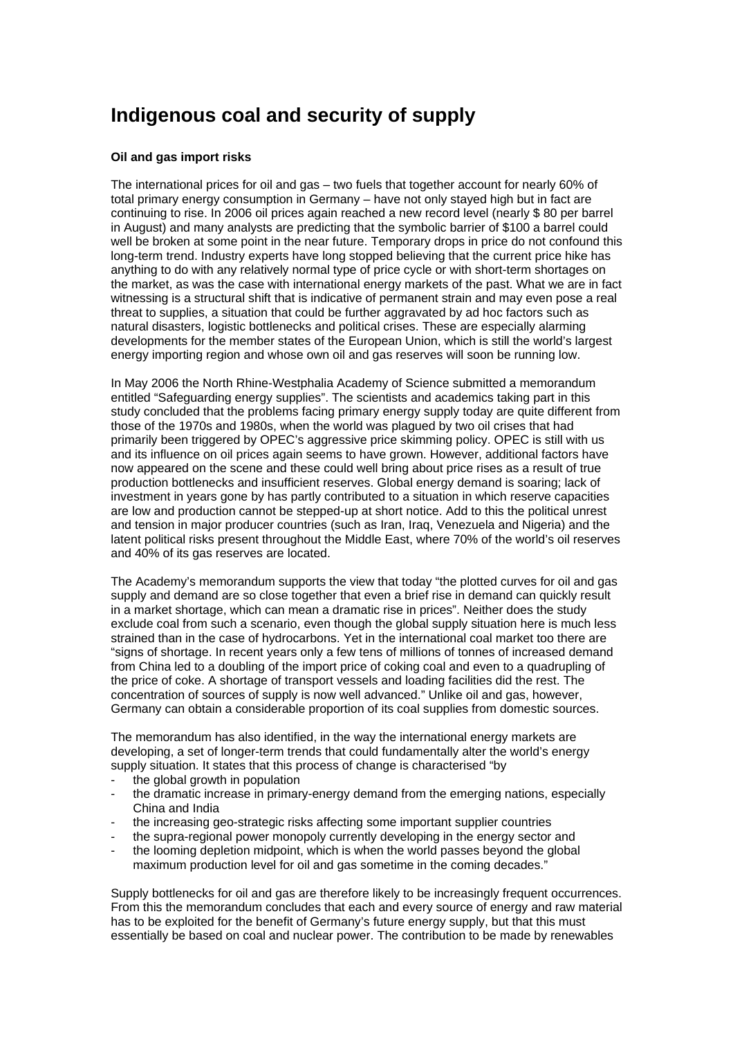# Indigenous coal and security of supply

**Oil and gas import risks**

The international prices for oil and gas – two fuels that together account for nearly 60% of total primary energy consumption in Germany – have not only stayed high but in fact are continuing to rise. In 2006 oil prices again reached a new record level (nearly $ 80 per barrel in August) and many analysts are predicting that the symbolic barrier of $100 a barrel could well be broken at some point in the near future. Temporary drops in price do not confound this long-term trend. Industry experts have long stopped believing that the current price hike has anything to do with any relatively normal type of price cycle or with short-term shortages on the market, as was the case with international energy markets of the past. What we are in fact witnessing is a structural shift that is indicative of permanent strain and may even pose a real threat to supplies, a situation that could be further aggravated by ad hoc factors such as natural disasters, logistic bottlenecks and political crises. These are especially alarming developments for the member states of the European Union, which is still the world's largest energy importing region and whose own oil and gas reserves will soon be running low.

In May 2006 the North Rhine-Westphalia Academy of Science submitted a memorandum entitled "Safeguarding energy supplies". The scientists and academics taking part in this study concluded that the problems facing primary energy supply today are quite different from those of the 1970s and 1980s, when the world was plagued by two oil crises that had primarily been triggered by OPEC's aggressive price skimming policy. OPEC is still with us and its influence on oil prices again seems to have grown. However, additional factors have now appeared on the scene and these could well bring about price rises as a result of true production bottlenecks and insufficient reserves. Global energy demand is soaring; lack of investment in years gone by has partly contributed to a situation in which reserve capacities are low and production cannot be stepped-up at short notice. Add to this the political unrest and tension in major producer countries (such as Iran, Iraq, Venezuela and Nigeria) and the latent political risks present throughout the Middle East, where 70% of the world's oil reserves and 40% of its gas reserves are located.

The Academy's memorandum supports the view that today "the plotted curves for oil and gas supply and demand are so close together that even a brief rise in demand can quickly result in a market shortage, which can mean a dramatic rise in prices". Neither does the study exclude coal from such a scenario, even though the global supply situation here is much less strained than in the case of hydrocarbons. Yet in the international coal market too there are "signs of shortage. In recent years only a few tens of millions of tonnes of increased demand from China led to a doubling of the import price of coking coal and even to a quadrupling of the price of coke. A shortage of transport vessels and loading facilities did the rest. The concentration of sources of supply is now well advanced." Unlike oil and gas, however, Germany can obtain a considerable proportion of its coal supplies from domestic sources.

The memorandum has also identified, in the way the international energy markets are developing, a set of longer-term trends that could fundamentally alter the world's energy supply situation. It states that this process of change is characterised "by

- the global growth in population
- the dramatic increase in primary-energy demand from the emerging nations, especially China and India
- the increasing geo-strategic risks affecting some important supplier countries
- the supra-regional power monopoly currently developing in the energy sector and
- the looming depletion midpoint, which is when the world passes beyond the global maximum production level for oil and gas sometime in the coming decades."

Supply bottlenecks for oil and gas are therefore likely to be increasingly frequent occurrences. From this the memorandum concludes that each and every source of energy and raw material has to be exploited for the benefit of Germany's future energy supply, but that this must essentially be based on coal and nuclear power. The contribution to be made by renewables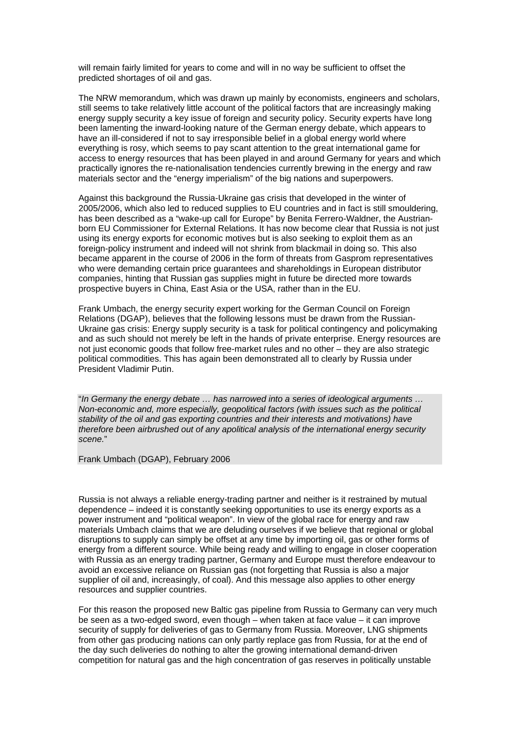will remain fairly limited for years to come and will in no way be sufficient to offset the predicted shortages of oil and gas.

The NRW memorandum, which was drawn up mainly by economists, engineers and scholars, still seems to take relatively little account of the political factors that are increasingly making energy supply security a key issue of foreign and security policy. Security experts have long been lamenting the inward-looking nature of the German energy debate, which appears to have an ill-considered if not to say irresponsible belief in a global energy world where everything is rosy, which seems to pay scant attention to the great international game for access to energy resources that has been played in and around Germany for years and which practically ignores the re-nationalisation tendencies currently brewing in the energy and raw materials sector and the "energy imperialism" of the big nations and superpowers.

Against this background the Russia-Ukraine gas crisis that developed in the winter of 2005/2006, which also led to reduced supplies to EU countries and in fact is still smouldering, has been described as a "wake-up call for Europe" by Benita Ferrero-Waldner, the Austrian-born EU Commissioner for External Relations. It has now become clear that Russia is not just using its energy exports for economic motives but is also seeking to exploit them as an foreign-policy instrument and indeed will not shrink from blackmail in doing so. This also became apparent in the course of 2006 in the form of threats from Gasprom representatives who were demanding certain price guarantees and shareholdings in European distributor companies, hinting that Russian gas supplies might in future be directed more towards prospective buyers in China, East Asia or the USA, rather than in the EU.

Frank Umbach, the energy security expert working for the German Council on Foreign Relations (DGAP), believes that the following lessons must be drawn from the Russian-Ukraine gas crisis: Energy supply security is a task for political contingency and policymaking and as such should not merely be left in the hands of private enterprise. Energy resources are not just economic goods that follow free-market rules and no other – they are also strategic political commodities. This has again been demonstrated all to clearly by Russia under President Vladimir Putin.

> "*In Germany the energy debate … has narrowed into a series of ideological arguments … Non-economic and, more especially, geopolitical factors (with issues such as the political stability of the oil and gas exporting countries and their interests and motivations) have therefore been airbrushed out of any apolitical analysis of the international energy security scene.*"
>
> Frank Umbach (DGAP), February 2006

Russia is not always a reliable energy-trading partner and neither is it restrained by mutual dependence – indeed it is constantly seeking opportunities to use its energy exports as a power instrument and "political weapon". In view of the global race for energy and raw materials Umbach claims that we are deluding ourselves if we believe that regional or global disruptions to supply can simply be offset at any time by importing oil, gas or other forms of energy from a different source. While being ready and willing to engage in closer cooperation with Russia as an energy trading partner, Germany and Europe must therefore endeavour to avoid an excessive reliance on Russian gas (not forgetting that Russia is also a major supplier of oil and, increasingly, of coal). And this message also applies to other energy resources and supplier countries.

For this reason the proposed new Baltic gas pipeline from Russia to Germany can very much be seen as a two-edged sword, even though – when taken at face value – it can improve security of supply for deliveries of gas to Germany from Russia. Moreover, LNG shipments from other gas producing nations can only partly replace gas from Russia, for at the end of the day such deliveries do nothing to alter the growing international demand-driven competition for natural gas and the high concentration of gas reserves in politically unstable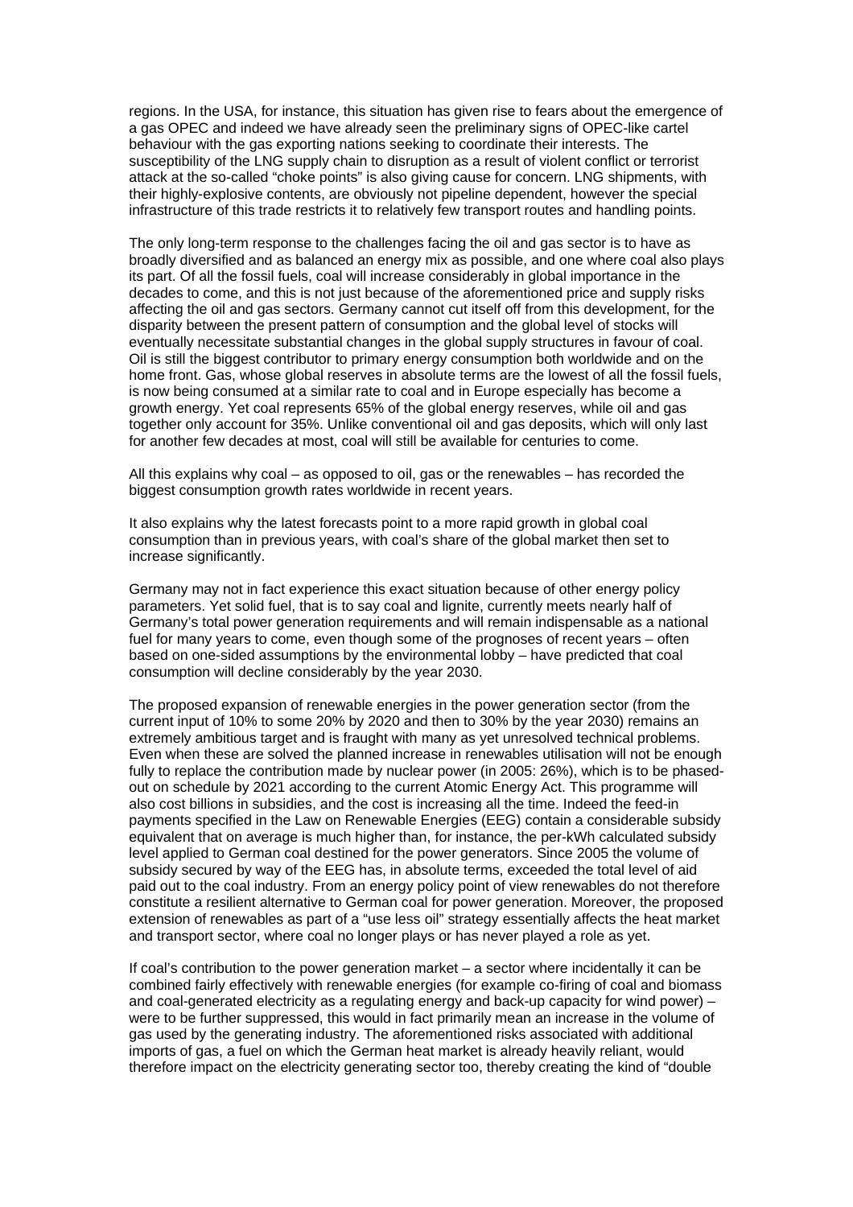regions. In the USA, for instance, this situation has given rise to fears about the emergence of a gas OPEC and indeed we have already seen the preliminary signs of OPEC-like cartel behaviour with the gas exporting nations seeking to coordinate their interests. The susceptibility of the LNG supply chain to disruption as a result of violent conflict or terrorist attack at the so-called "choke points" is also giving cause for concern. LNG shipments, with their highly-explosive contents, are obviously not pipeline dependent, however the special infrastructure of this trade restricts it to relatively few transport routes and handling points.

The only long-term response to the challenges facing the oil and gas sector is to have as broadly diversified and as balanced an energy mix as possible, and one where coal also plays its part. Of all the fossil fuels, coal will increase considerably in global importance in the decades to come, and this is not just because of the aforementioned price and supply risks affecting the oil and gas sectors. Germany cannot cut itself off from this development, for the disparity between the present pattern of consumption and the global level of stocks will eventually necessitate substantial changes in the global supply structures in favour of coal. Oil is still the biggest contributor to primary energy consumption both worldwide and on the home front. Gas, whose global reserves in absolute terms are the lowest of all the fossil fuels, is now being consumed at a similar rate to coal and in Europe especially has become a growth energy. Yet coal represents 65% of the global energy reserves, while oil and gas together only account for 35%. Unlike conventional oil and gas deposits, which will only last for another few decades at most, coal will still be available for centuries to come.

All this explains why coal – as opposed to oil, gas or the renewables – has recorded the biggest consumption growth rates worldwide in recent years.

It also explains why the latest forecasts point to a more rapid growth in global coal consumption than in previous years, with coal's share of the global market then set to increase significantly.

Germany may not in fact experience this exact situation because of other energy policy parameters. Yet solid fuel, that is to say coal and lignite, currently meets nearly half of Germany's total power generation requirements and will remain indispensable as a national fuel for many years to come, even though some of the prognoses of recent years – often based on one-sided assumptions by the environmental lobby – have predicted that coal consumption will decline considerably by the year 2030.

The proposed expansion of renewable energies in the power generation sector (from the current input of 10% to some 20% by 2020 and then to 30% by the year 2030) remains an extremely ambitious target and is fraught with many as yet unresolved technical problems. Even when these are solved the planned increase in renewables utilisation will not be enough fully to replace the contribution made by nuclear power (in 2005: 26%), which is to be phased-out on schedule by 2021 according to the current Atomic Energy Act. This programme will also cost billions in subsidies, and the cost is increasing all the time. Indeed the feed-in payments specified in the Law on Renewable Energies (EEG) contain a considerable subsidy equivalent that on average is much higher than, for instance, the per-kWh calculated subsidy level applied to German coal destined for the power generators. Since 2005 the volume of subsidy secured by way of the EEG has, in absolute terms, exceeded the total level of aid paid out to the coal industry. From an energy policy point of view renewables do not therefore constitute a resilient alternative to German coal for power generation. Moreover, the proposed extension of renewables as part of a "use less oil" strategy essentially affects the heat market and transport sector, where coal no longer plays or has never played a role as yet.

If coal's contribution to the power generation market – a sector where incidentally it can be combined fairly effectively with renewable energies (for example co-firing of coal and biomass and coal-generated electricity as a regulating energy and back-up capacity for wind power) – were to be further suppressed, this would in fact primarily mean an increase in the volume of gas used by the generating industry. The aforementioned risks associated with additional imports of gas, a fuel on which the German heat market is already heavily reliant, would therefore impact on the electricity generating sector too, thereby creating the kind of "double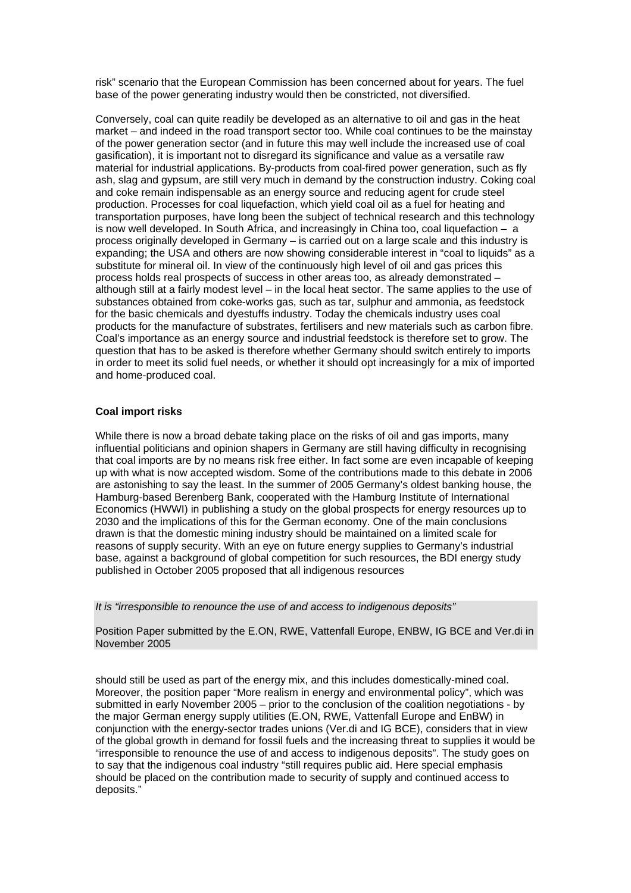risk" scenario that the European Commission has been concerned about for years. The fuel base of the power generating industry would then be constricted, not diversified.

Conversely, coal can quite readily be developed as an alternative to oil and gas in the heat market – and indeed in the road transport sector too. While coal continues to be the mainstay of the power generation sector (and in future this may well include the increased use of coal gasification), it is important not to disregard its significance and value as a versatile raw material for industrial applications. By-products from coal-fired power generation, such as fly ash, slag and gypsum, are still very much in demand by the construction industry. Coking coal and coke remain indispensable as an energy source and reducing agent for crude steel production. Processes for coal liquefaction, which yield coal oil as a fuel for heating and transportation purposes, have long been the subject of technical research and this technology is now well developed. In South Africa, and increasingly in China too, coal liquefaction – a process originally developed in Germany – is carried out on a large scale and this industry is expanding; the USA and others are now showing considerable interest in "coal to liquids" as a substitute for mineral oil. In view of the continuously high level of oil and gas prices this process holds real prospects of success in other areas too, as already demonstrated – although still at a fairly modest level – in the local heat sector. The same applies to the use of substances obtained from coke-works gas, such as tar, sulphur and ammonia, as feedstock for the basic chemicals and dyestuffs industry. Today the chemicals industry uses coal products for the manufacture of substrates, fertilisers and new materials such as carbon fibre. Coal's importance as an energy source and industrial feedstock is therefore set to grow. The question that has to be asked is therefore whether Germany should switch entirely to imports in order to meet its solid fuel needs, or whether it should opt increasingly for a mix of imported and home-produced coal.

**Coal import risks**

While there is now a broad debate taking place on the risks of oil and gas imports, many influential politicians and opinion shapers in Germany are still having difficulty in recognising that coal imports are by no means risk free either. In fact some are even incapable of keeping up with what is now accepted wisdom. Some of the contributions made to this debate in 2006 are astonishing to say the least. In the summer of 2005 Germany's oldest banking house, the Hamburg-based Berenberg Bank, cooperated with the Hamburg Institute of International Economics (HWWI) in publishing a study on the global prospects for energy resources up to 2030 and the implications of this for the German economy. One of the main conclusions drawn is that the domestic mining industry should be maintained on a limited scale for reasons of supply security. With an eye on future energy supplies to Germany's industrial base, against a background of global competition for such resources, the BDI energy study published in October 2005 proposed that all indigenous resources

> *It is "irresponsible to renounce the use of and access to indigenous deposits"*
>
> Position Paper submitted by the E.ON, RWE, Vattenfall Europe, ENBW, IG BCE and Ver.di in November 2005

should still be used as part of the energy mix, and this includes domestically-mined coal. Moreover, the position paper "More realism in energy and environmental policy", which was submitted in early November 2005 – prior to the conclusion of the coalition negotiations - by the major German energy supply utilities (E.ON, RWE, Vattenfall Europe and EnBW) in conjunction with the energy-sector trades unions (Ver.di and IG BCE), considers that in view of the global growth in demand for fossil fuels and the increasing threat to supplies it would be "irresponsible to renounce the use of and access to indigenous deposits". The study goes on to say that the indigenous coal industry "still requires public aid. Here special emphasis should be placed on the contribution made to security of supply and continued access to deposits."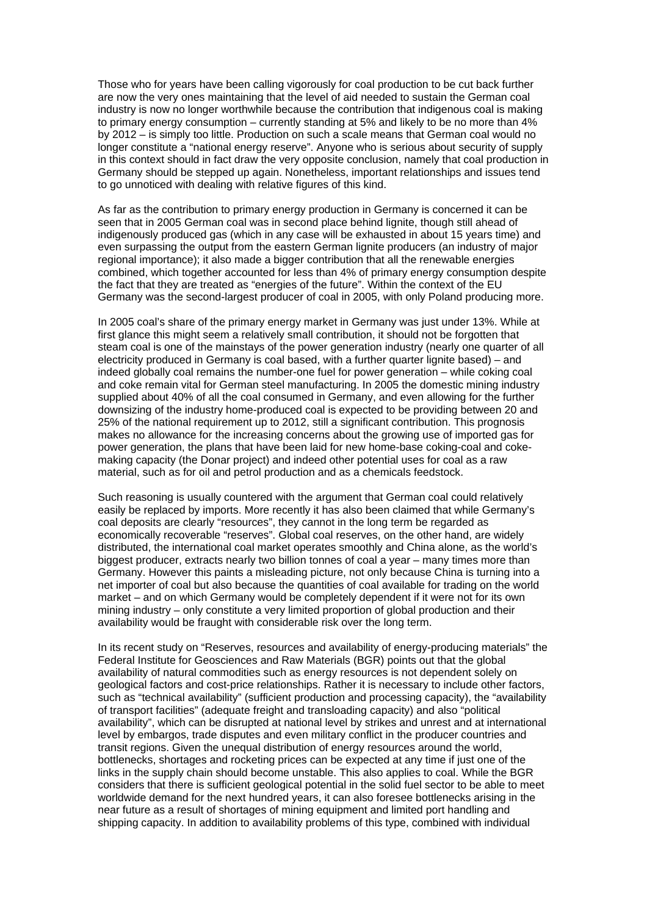Those who for years have been calling vigorously for coal production to be cut back further are now the very ones maintaining that the level of aid needed to sustain the German coal industry is now no longer worthwhile because the contribution that indigenous coal is making to primary energy consumption – currently standing at 5% and likely to be no more than 4% by 2012 – is simply too little. Production on such a scale means that German coal would no longer constitute a "national energy reserve". Anyone who is serious about security of supply in this context should in fact draw the very opposite conclusion, namely that coal production in Germany should be stepped up again. Nonetheless, important relationships and issues tend to go unnoticed with dealing with relative figures of this kind.

As far as the contribution to primary energy production in Germany is concerned it can be seen that in 2005 German coal was in second place behind lignite, though still ahead of indigenously produced gas (which in any case will be exhausted in about 15 years time) and even surpassing the output from the eastern German lignite producers (an industry of major regional importance); it also made a bigger contribution that all the renewable energies combined, which together accounted for less than 4% of primary energy consumption despite the fact that they are treated as "energies of the future". Within the context of the EU Germany was the second-largest producer of coal in 2005, with only Poland producing more.

In 2005 coal's share of the primary energy market in Germany was just under 13%. While at first glance this might seem a relatively small contribution, it should not be forgotten that steam coal is one of the mainstays of the power generation industry (nearly one quarter of all electricity produced in Germany is coal based, with a further quarter lignite based) – and indeed globally coal remains the number-one fuel for power generation – while coking coal and coke remain vital for German steel manufacturing. In 2005 the domestic mining industry supplied about 40% of all the coal consumed in Germany, and even allowing for the further downsizing of the industry home-produced coal is expected to be providing between 20 and 25% of the national requirement up to 2012, still a significant contribution. This prognosis makes no allowance for the increasing concerns about the growing use of imported gas for power generation, the plans that have been laid for new home-base coking-coal and coke-making capacity (the Donar project) and indeed other potential uses for coal as a raw material, such as for oil and petrol production and as a chemicals feedstock.

Such reasoning is usually countered with the argument that German coal could relatively easily be replaced by imports. More recently it has also been claimed that while Germany's coal deposits are clearly "resources", they cannot in the long term be regarded as economically recoverable "reserves". Global coal reserves, on the other hand, are widely distributed, the international coal market operates smoothly and China alone, as the world's biggest producer, extracts nearly two billion tonnes of coal a year – many times more than Germany. However this paints a misleading picture, not only because China is turning into a net importer of coal but also because the quantities of coal available for trading on the world market – and on which Germany would be completely dependent if it were not for its own mining industry – only constitute a very limited proportion of global production and their availability would be fraught with considerable risk over the long term.

In its recent study on "Reserves, resources and availability of energy-producing materials" the Federal Institute for Geosciences and Raw Materials (BGR) points out that the global availability of natural commodities such as energy resources is not dependent solely on geological factors and cost-price relationships. Rather it is necessary to include other factors, such as "technical availability" (sufficient production and processing capacity), the "availability of transport facilities" (adequate freight and transloading capacity) and also "political availability", which can be disrupted at national level by strikes and unrest and at international level by embargos, trade disputes and even military conflict in the producer countries and transit regions. Given the unequal distribution of energy resources around the world, bottlenecks, shortages and rocketing prices can be expected at any time if just one of the links in the supply chain should become unstable. This also applies to coal. While the BGR considers that there is sufficient geological potential in the solid fuel sector to be able to meet worldwide demand for the next hundred years, it can also foresee bottlenecks arising in the near future as a result of shortages of mining equipment and limited port handling and shipping capacity. In addition to availability problems of this type, combined with individual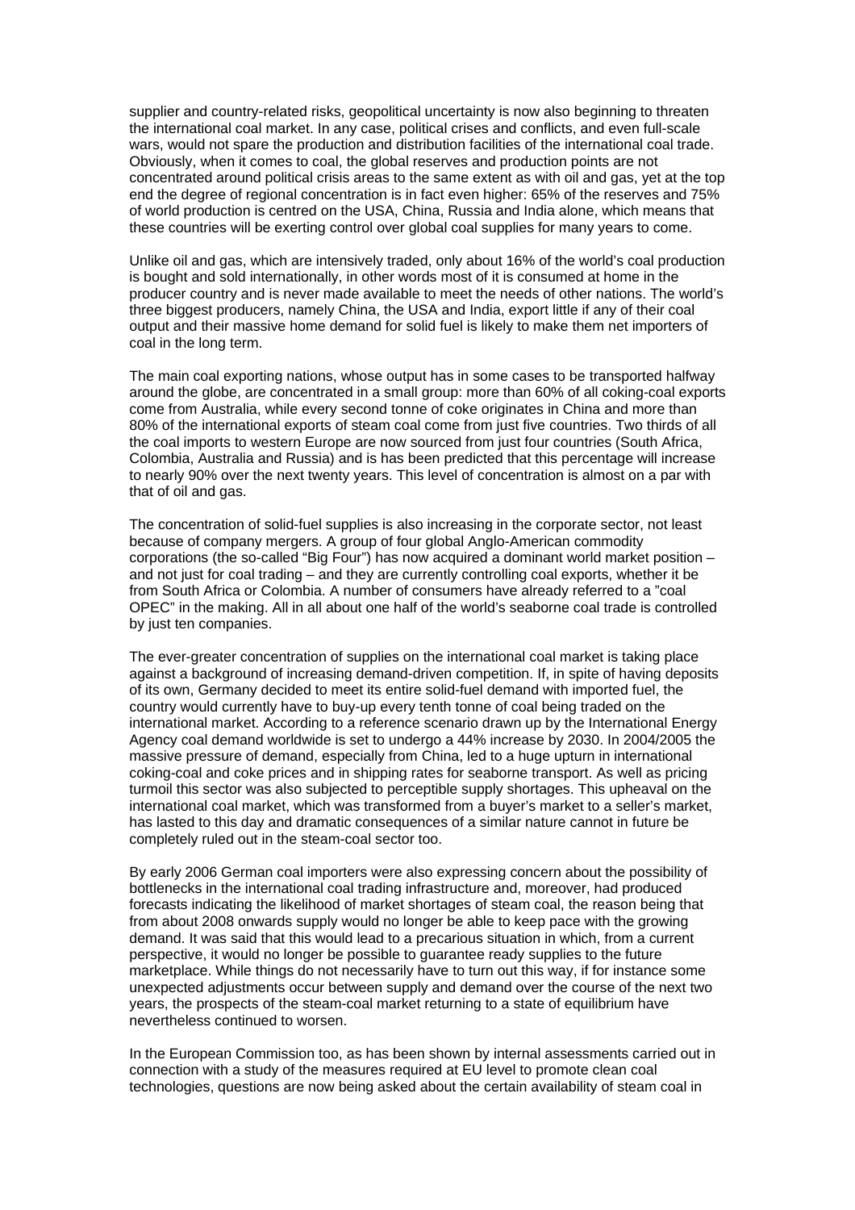supplier and country-related risks, geopolitical uncertainty is now also beginning to threaten the international coal market. In any case, political crises and conflicts, and even full-scale wars, would not spare the production and distribution facilities of the international coal trade. Obviously, when it comes to coal, the global reserves and production points are not concentrated around political crisis areas to the same extent as with oil and gas, yet at the top end the degree of regional concentration is in fact even higher: 65% of the reserves and 75% of world production is centred on the USA, China, Russia and India alone, which means that these countries will be exerting control over global coal supplies for many years to come.

Unlike oil and gas, which are intensively traded, only about 16% of the world's coal production is bought and sold internationally, in other words most of it is consumed at home in the producer country and is never made available to meet the needs of other nations. The world's three biggest producers, namely China, the USA and India, export little if any of their coal output and their massive home demand for solid fuel is likely to make them net importers of coal in the long term.

The main coal exporting nations, whose output has in some cases to be transported halfway around the globe, are concentrated in a small group: more than 60% of all coking-coal exports come from Australia, while every second tonne of coke originates in China and more than 80% of the international exports of steam coal come from just five countries. Two thirds of all the coal imports to western Europe are now sourced from just four countries (South Africa, Colombia, Australia and Russia) and is has been predicted that this percentage will increase to nearly 90% over the next twenty years. This level of concentration is almost on a par with that of oil and gas.

The concentration of solid-fuel supplies is also increasing in the corporate sector, not least because of company mergers. A group of four global Anglo-American commodity corporations (the so-called "Big Four") has now acquired a dominant world market position – and not just for coal trading – and they are currently controlling coal exports, whether it be from South Africa or Colombia. A number of consumers have already referred to a "coal OPEC" in the making. All in all about one half of the world's seaborne coal trade is controlled by just ten companies.

The ever-greater concentration of supplies on the international coal market is taking place against a background of increasing demand-driven competition. If, in spite of having deposits of its own, Germany decided to meet its entire solid-fuel demand with imported fuel, the country would currently have to buy-up every tenth tonne of coal being traded on the international market. According to a reference scenario drawn up by the International Energy Agency coal demand worldwide is set to undergo a 44% increase by 2030. In 2004/2005 the massive pressure of demand, especially from China, led to a huge upturn in international coking-coal and coke prices and in shipping rates for seaborne transport. As well as pricing turmoil this sector was also subjected to perceptible supply shortages. This upheaval on the international coal market, which was transformed from a buyer's market to a seller's market, has lasted to this day and dramatic consequences of a similar nature cannot in future be completely ruled out in the steam-coal sector too.

By early 2006 German coal importers were also expressing concern about the possibility of bottlenecks in the international coal trading infrastructure and, moreover, had produced forecasts indicating the likelihood of market shortages of steam coal, the reason being that from about 2008 onwards supply would no longer be able to keep pace with the growing demand. It was said that this would lead to a precarious situation in which, from a current perspective, it would no longer be possible to guarantee ready supplies to the future marketplace. While things do not necessarily have to turn out this way, if for instance some unexpected adjustments occur between supply and demand over the course of the next two years, the prospects of the steam-coal market returning to a state of equilibrium have nevertheless continued to worsen.

In the European Commission too, as has been shown by internal assessments carried out in connection with a study of the measures required at EU level to promote clean coal technologies, questions are now being asked about the certain availability of steam coal in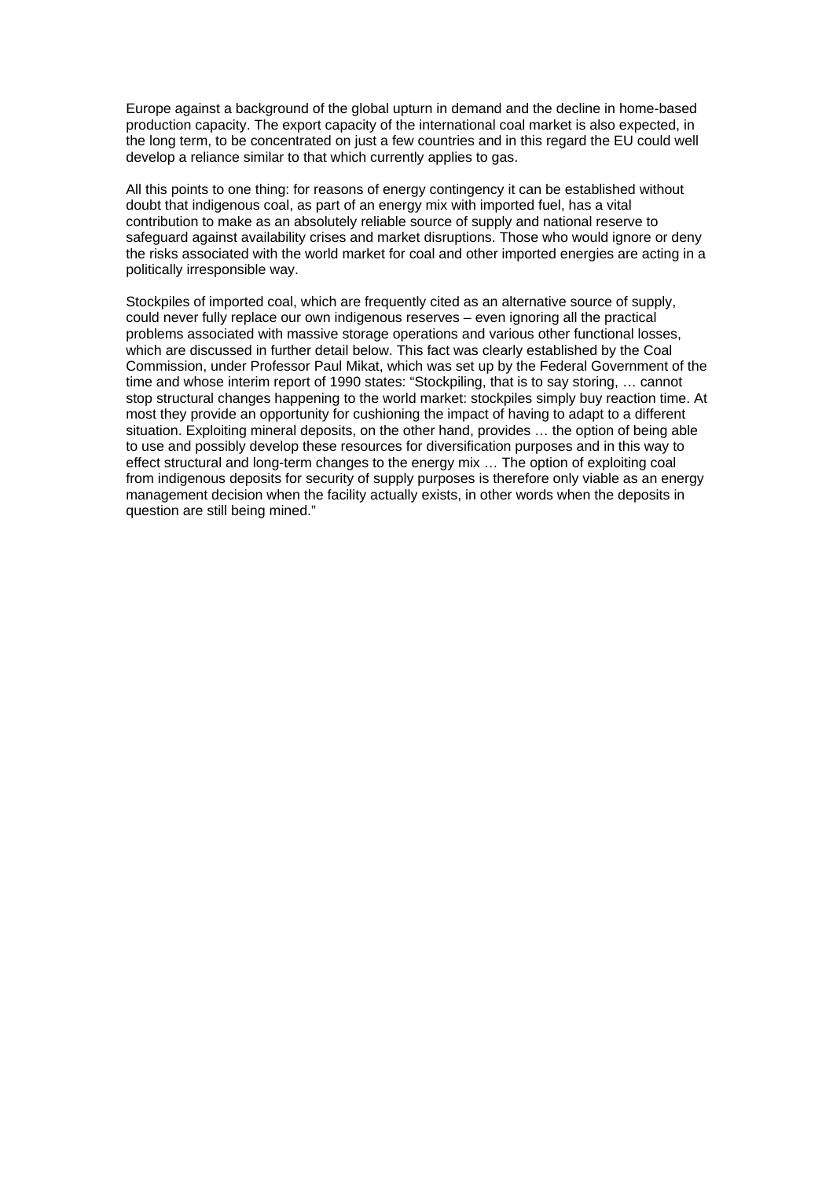Europe against a background of the global upturn in demand and the decline in home-based production capacity. The export capacity of the international coal market is also expected, in the long term, to be concentrated on just a few countries and in this regard the EU could well develop a reliance similar to that which currently applies to gas.

All this points to one thing: for reasons of energy contingency it can be established without doubt that indigenous coal, as part of an energy mix with imported fuel, has a vital contribution to make as an absolutely reliable source of supply and national reserve to safeguard against availability crises and market disruptions. Those who would ignore or deny the risks associated with the world market for coal and other imported energies are acting in a politically irresponsible way.

Stockpiles of imported coal, which are frequently cited as an alternative source of supply, could never fully replace our own indigenous reserves – even ignoring all the practical problems associated with massive storage operations and various other functional losses, which are discussed in further detail below. This fact was clearly established by the Coal Commission, under Professor Paul Mikat, which was set up by the Federal Government of the time and whose interim report of 1990 states: "Stockpiling, that is to say storing, … cannot stop structural changes happening to the world market: stockpiles simply buy reaction time. At most they provide an opportunity for cushioning the impact of having to adapt to a different situation. Exploiting mineral deposits, on the other hand, provides … the option of being able to use and possibly develop these resources for diversification purposes and in this way to effect structural and long-term changes to the energy mix … The option of exploiting coal from indigenous deposits for security of supply purposes is therefore only viable as an energy management decision when the facility actually exists, in other words when the deposits in question are still being mined."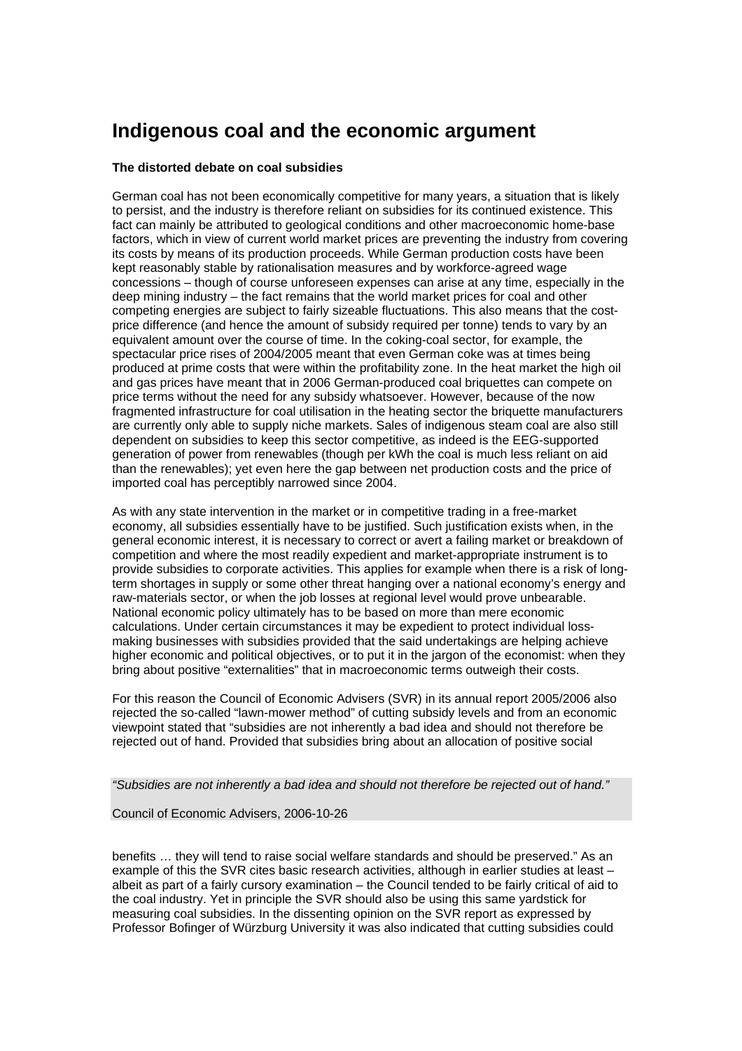# Indigenous coal and the economic argument

**The distorted debate on coal subsidies**

German coal has not been economically competitive for many years, a situation that is likely to persist, and the industry is therefore reliant on subsidies for its continued existence. This fact can mainly be attributed to geological conditions and other macroeconomic home-base factors, which in view of current world market prices are preventing the industry from covering its costs by means of its production proceeds. While German production costs have been kept reasonably stable by rationalisation measures and by workforce-agreed wage concessions – though of course unforeseen expenses can arise at any time, especially in the deep mining industry – the fact remains that the world market prices for coal and other competing energies are subject to fairly sizeable fluctuations. This also means that the cost-price difference (and hence the amount of subsidy required per tonne) tends to vary by an equivalent amount over the course of time. In the coking-coal sector, for example, the spectacular price rises of 2004/2005 meant that even German coke was at times being produced at prime costs that were within the profitability zone. In the heat market the high oil and gas prices have meant that in 2006 German-produced coal briquettes can compete on price terms without the need for any subsidy whatsoever. However, because of the now fragmented infrastructure for coal utilisation in the heating sector the briquette manufacturers are currently only able to supply niche markets. Sales of indigenous steam coal are also still dependent on subsidies to keep this sector competitive, as indeed is the EEG-supported generation of power from renewables (though per kWh the coal is much less reliant on aid than the renewables); yet even here the gap between net production costs and the price of imported coal has perceptibly narrowed since 2004.

As with any state intervention in the market or in competitive trading in a free-market economy, all subsidies essentially have to be justified. Such justification exists when, in the general economic interest, it is necessary to correct or avert a failing market or breakdown of competition and where the most readily expedient and market-appropriate instrument is to provide subsidies to corporate activities. This applies for example when there is a risk of long-term shortages in supply or some other threat hanging over a national economy's energy and raw-materials sector, or when the job losses at regional level would prove unbearable. National economic policy ultimately has to be based on more than mere economic calculations. Under certain circumstances it may be expedient to protect individual loss-making businesses with subsidies provided that the said undertakings are helping achieve higher economic and political objectives, or to put it in the jargon of the economist: when they bring about positive "externalities" that in macroeconomic terms outweigh their costs.

For this reason the Council of Economic Advisers (SVR) in its annual report 2005/2006 also rejected the so-called "lawn-mower method" of cutting subsidy levels and from an economic viewpoint stated that "subsidies are not inherently a bad idea and should not therefore be rejected out of hand. Provided that subsidies bring about an allocation of positive social benefits … they will tend to raise social welfare standards and should be preserved." As an example of this the SVR cites basic research activities, although in earlier studies at least – albeit as part of a fairly cursory examination – the Council tended to be fairly critical of aid to the coal industry. Yet in principle the SVR should also be using this same yardstick for measuring coal subsidies. In the dissenting opinion on the SVR report as expressed by Professor Bofinger of Würzburg University it was also indicated that cutting subsidies could

> *"Subsidies are not inherently a bad idea and should not therefore be rejected out of hand."*
>
> Council of Economic Advisers, 2006-10-26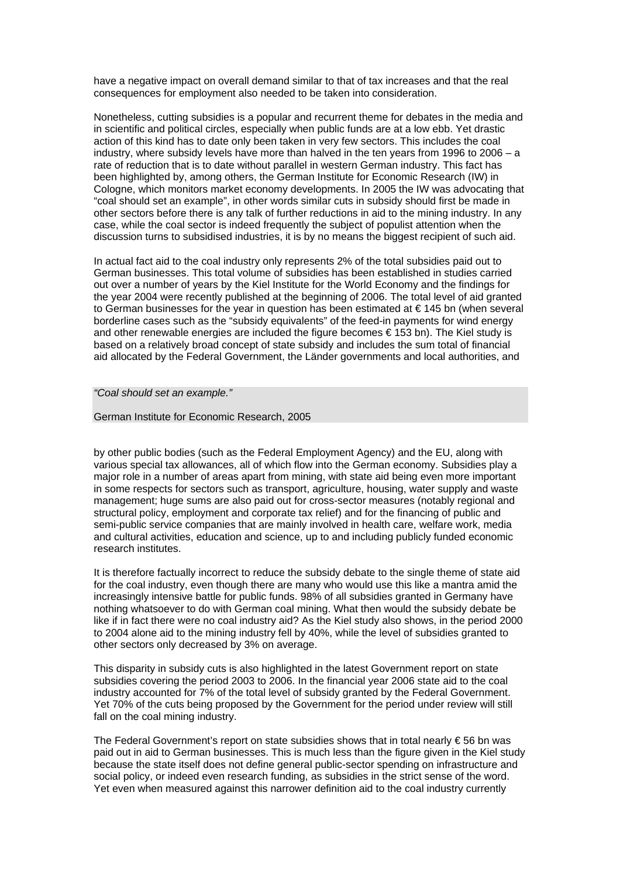have a negative impact on overall demand similar to that of tax increases and that the real consequences for employment also needed to be taken into consideration.

Nonetheless, cutting subsidies is a popular and recurrent theme for debates in the media and in scientific and political circles, especially when public funds are at a low ebb. Yet drastic action of this kind has to date only been taken in very few sectors. This includes the coal industry, where subsidy levels have more than halved in the ten years from 1996 to 2006 – a rate of reduction that is to date without parallel in western German industry. This fact has been highlighted by, among others, the German Institute for Economic Research (IW) in Cologne, which monitors market economy developments. In 2005 the IW was advocating that "coal should set an example", in other words similar cuts in subsidy should first be made in other sectors before there is any talk of further reductions in aid to the mining industry. In any case, while the coal sector is indeed frequently the subject of populist attention when the discussion turns to subsidised industries, it is by no means the biggest recipient of such aid.

In actual fact aid to the coal industry only represents 2% of the total subsidies paid out to German businesses. This total volume of subsidies has been established in studies carried out over a number of years by the Kiel Institute for the World Economy and the findings for the year 2004 were recently published at the beginning of 2006. The total level of aid granted to German businesses for the year in question has been estimated at € 145 bn (when several borderline cases such as the "subsidy equivalents" of the feed-in payments for wind energy and other renewable energies are included the figure becomes € 153 bn). The Kiel study is based on a relatively broad concept of state subsidy and includes the sum total of financial aid allocated by the Federal Government, the Länder governments and local authorities, and

*"Coal should set an example."*

German Institute for Economic Research, 2005

by other public bodies (such as the Federal Employment Agency) and the EU, along with various special tax allowances, all of which flow into the German economy. Subsidies play a major role in a number of areas apart from mining, with state aid being even more important in some respects for sectors such as transport, agriculture, housing, water supply and waste management; huge sums are also paid out for cross-sector measures (notably regional and structural policy, employment and corporate tax relief) and for the financing of public and semi-public service companies that are mainly involved in health care, welfare work, media and cultural activities, education and science, up to and including publicly funded economic research institutes.

It is therefore factually incorrect to reduce the subsidy debate to the single theme of state aid for the coal industry, even though there are many who would use this like a mantra amid the increasingly intensive battle for public funds. 98% of all subsidies granted in Germany have nothing whatsoever to do with German coal mining. What then would the subsidy debate be like if in fact there were no coal industry aid? As the Kiel study also shows, in the period 2000 to 2004 alone aid to the mining industry fell by 40%, while the level of subsidies granted to other sectors only decreased by 3% on average.

This disparity in subsidy cuts is also highlighted in the latest Government report on state subsidies covering the period 2003 to 2006. In the financial year 2006 state aid to the coal industry accounted for 7% of the total level of subsidy granted by the Federal Government. Yet 70% of the cuts being proposed by the Government for the period under review will still fall on the coal mining industry.

The Federal Government's report on state subsidies shows that in total nearly € 56 bn was paid out in aid to German businesses. This is much less than the figure given in the Kiel study because the state itself does not define general public-sector spending on infrastructure and social policy, or indeed even research funding, as subsidies in the strict sense of the word. Yet even when measured against this narrower definition aid to the coal industry currently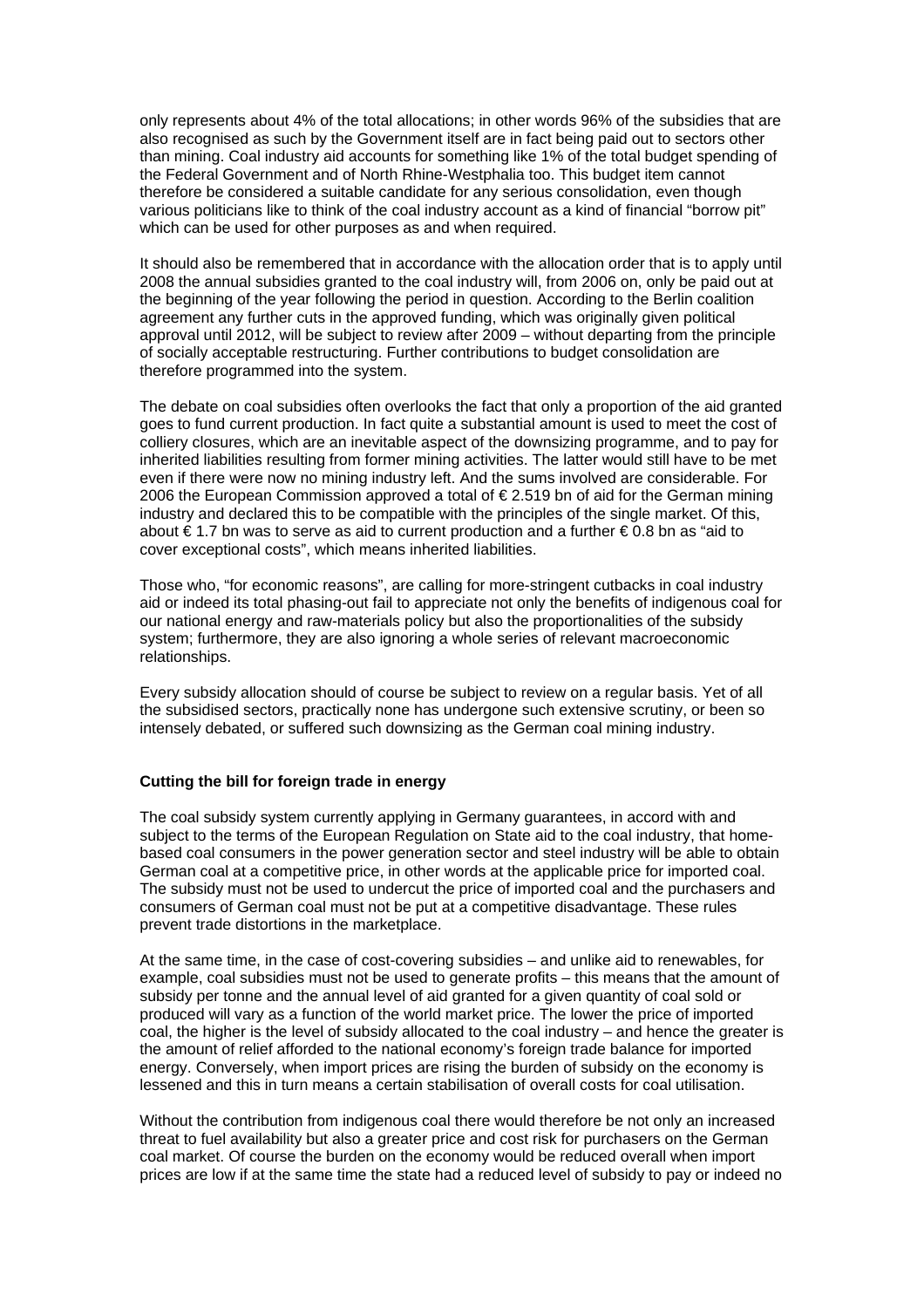only represents about 4% of the total allocations; in other words 96% of the subsidies that are also recognised as such by the Government itself are in fact being paid out to sectors other than mining. Coal industry aid accounts for something like 1% of the total budget spending of the Federal Government and of North Rhine-Westphalia too. This budget item cannot therefore be considered a suitable candidate for any serious consolidation, even though various politicians like to think of the coal industry account as a kind of financial "borrow pit" which can be used for other purposes as and when required.

It should also be remembered that in accordance with the allocation order that is to apply until 2008 the annual subsidies granted to the coal industry will, from 2006 on, only be paid out at the beginning of the year following the period in question. According to the Berlin coalition agreement any further cuts in the approved funding, which was originally given political approval until 2012, will be subject to review after 2009 – without departing from the principle of socially acceptable restructuring. Further contributions to budget consolidation are therefore programmed into the system.

The debate on coal subsidies often overlooks the fact that only a proportion of the aid granted goes to fund current production. In fact quite a substantial amount is used to meet the cost of colliery closures, which are an inevitable aspect of the downsizing programme, and to pay for inherited liabilities resulting from former mining activities. The latter would still have to be met even if there were now no mining industry left. And the sums involved are considerable. For 2006 the European Commission approved a total of € 2.519 bn of aid for the German mining industry and declared this to be compatible with the principles of the single market. Of this, about € 1.7 bn was to serve as aid to current production and a further € 0.8 bn as "aid to cover exceptional costs", which means inherited liabilities.

Those who, "for economic reasons", are calling for more-stringent cutbacks in coal industry aid or indeed its total phasing-out fail to appreciate not only the benefits of indigenous coal for our national energy and raw-materials policy but also the proportionalities of the subsidy system; furthermore, they are also ignoring a whole series of relevant macroeconomic relationships.

Every subsidy allocation should of course be subject to review on a regular basis. Yet of all the subsidised sectors, practically none has undergone such extensive scrutiny, or been so intensely debated, or suffered such downsizing as the German coal mining industry.

**Cutting the bill for foreign trade in energy**

The coal subsidy system currently applying in Germany guarantees, in accord with and subject to the terms of the European Regulation on State aid to the coal industry, that home-based coal consumers in the power generation sector and steel industry will be able to obtain German coal at a competitive price, in other words at the applicable price for imported coal. The subsidy must not be used to undercut the price of imported coal and the purchasers and consumers of German coal must not be put at a competitive disadvantage. These rules prevent trade distortions in the marketplace.

At the same time, in the case of cost-covering subsidies – and unlike aid to renewables, for example, coal subsidies must not be used to generate profits – this means that the amount of subsidy per tonne and the annual level of aid granted for a given quantity of coal sold or produced will vary as a function of the world market price. The lower the price of imported coal, the higher is the level of subsidy allocated to the coal industry – and hence the greater is the amount of relief afforded to the national economy's foreign trade balance for imported energy. Conversely, when import prices are rising the burden of subsidy on the economy is lessened and this in turn means a certain stabilisation of overall costs for coal utilisation.

Without the contribution from indigenous coal there would therefore be not only an increased threat to fuel availability but also a greater price and cost risk for purchasers on the German coal market. Of course the burden on the economy would be reduced overall when import prices are low if at the same time the state had a reduced level of subsidy to pay or indeed no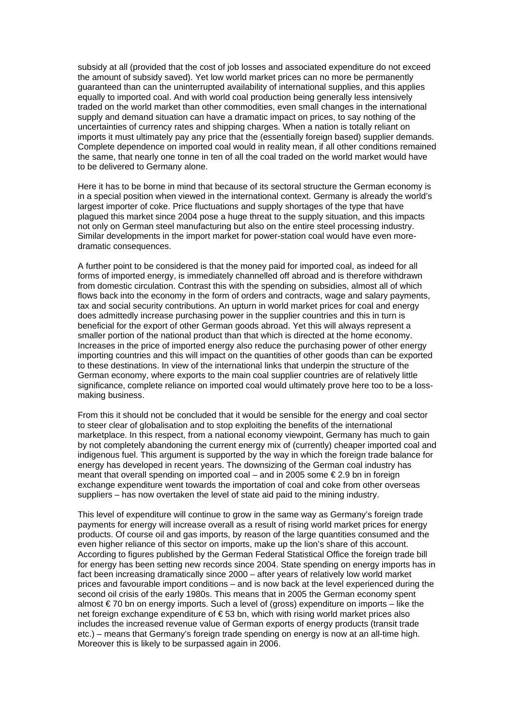subsidy at all (provided that the cost of job losses and associated expenditure do not exceed the amount of subsidy saved). Yet low world market prices can no more be permanently guaranteed than can the uninterrupted availability of international supplies, and this applies equally to imported coal. And with world coal production being generally less intensively traded on the world market than other commodities, even small changes in the international supply and demand situation can have a dramatic impact on prices, to say nothing of the uncertainties of currency rates and shipping charges. When a nation is totally reliant on imports it must ultimately pay any price that the (essentially foreign based) supplier demands. Complete dependence on imported coal would in reality mean, if all other conditions remained the same, that nearly one tonne in ten of all the coal traded on the world market would have to be delivered to Germany alone.

Here it has to be borne in mind that because of its sectoral structure the German economy is in a special position when viewed in the international context. Germany is already the world's largest importer of coke. Price fluctuations and supply shortages of the type that have plagued this market since 2004 pose a huge threat to the supply situation, and this impacts not only on German steel manufacturing but also on the entire steel processing industry. Similar developments in the import market for power-station coal would have even more-dramatic consequences.

A further point to be considered is that the money paid for imported coal, as indeed for all forms of imported energy, is immediately channelled off abroad and is therefore withdrawn from domestic circulation. Contrast this with the spending on subsidies, almost all of which flows back into the economy in the form of orders and contracts, wage and salary payments, tax and social security contributions. An upturn in world market prices for coal and energy does admittedly increase purchasing power in the supplier countries and this in turn is beneficial for the export of other German goods abroad. Yet this will always represent a smaller portion of the national product than that which is directed at the home economy. Increases in the price of imported energy also reduce the purchasing power of other energy importing countries and this will impact on the quantities of other goods than can be exported to these destinations. In view of the international links that underpin the structure of the German economy, where exports to the main coal supplier countries are of relatively little significance, complete reliance on imported coal would ultimately prove here too to be a loss-making business.

From this it should not be concluded that it would be sensible for the energy and coal sector to steer clear of globalisation and to stop exploiting the benefits of the international marketplace. In this respect, from a national economy viewpoint, Germany has much to gain by not completely abandoning the current energy mix of (currently) cheaper imported coal and indigenous fuel. This argument is supported by the way in which the foreign trade balance for energy has developed in recent years. The downsizing of the German coal industry has meant that overall spending on imported coal – and in 2005 some € 2.9 bn in foreign exchange expenditure went towards the importation of coal and coke from other overseas suppliers – has now overtaken the level of state aid paid to the mining industry.

This level of expenditure will continue to grow in the same way as Germany's foreign trade payments for energy will increase overall as a result of rising world market prices for energy products. Of course oil and gas imports, by reason of the large quantities consumed and the even higher reliance of this sector on imports, make up the lion's share of this account. According to figures published by the German Federal Statistical Office the foreign trade bill for energy has been setting new records since 2004. State spending on energy imports has in fact been increasing dramatically since 2000 – after years of relatively low world market prices and favourable import conditions – and is now back at the level experienced during the second oil crisis of the early 1980s. This means that in 2005 the German economy spent almost € 70 bn on energy imports. Such a level of (gross) expenditure on imports – like the net foreign exchange expenditure of € 53 bn, which with rising world market prices also includes the increased revenue value of German exports of energy products (transit trade etc.) – means that Germany's foreign trade spending on energy is now at an all-time high. Moreover this is likely to be surpassed again in 2006.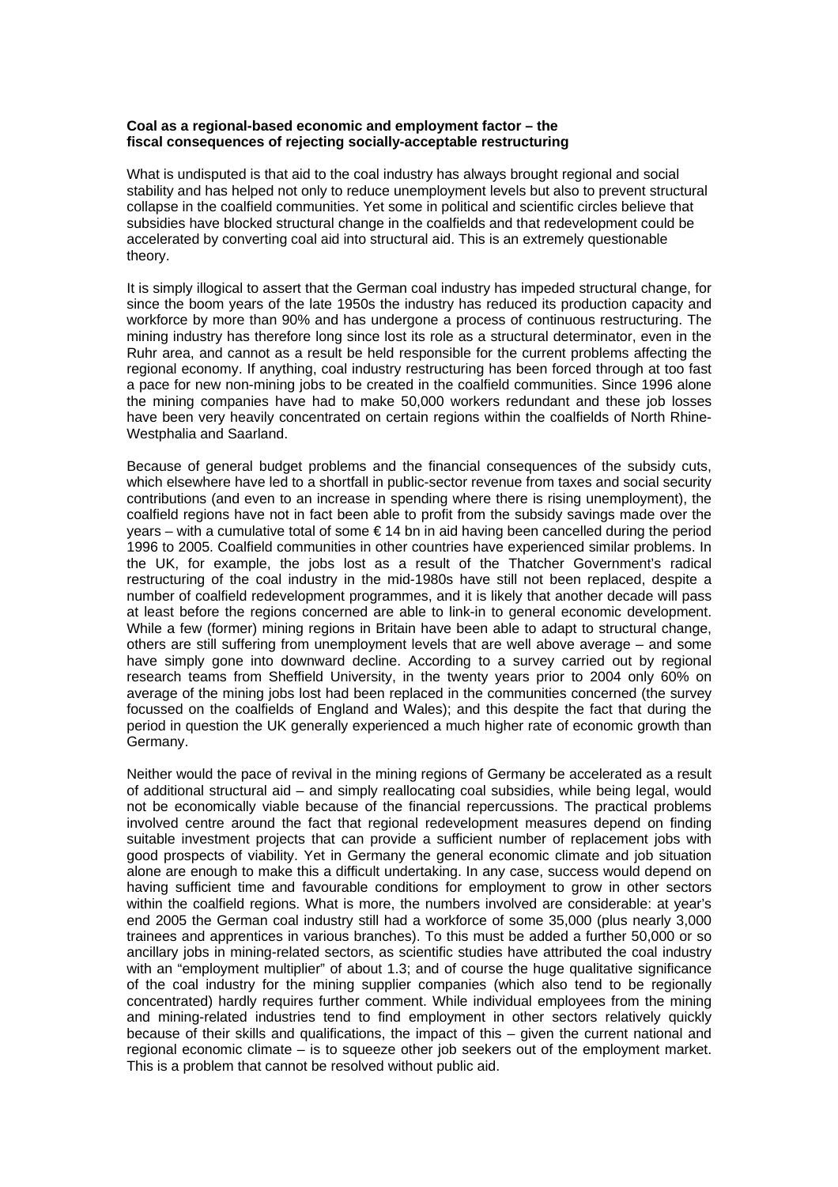**Coal as a regional-based economic and employment factor – the fiscal consequences of rejecting socially-acceptable restructuring**

What is undisputed is that aid to the coal industry has always brought regional and social stability and has helped not only to reduce unemployment levels but also to prevent structural collapse in the coalfield communities. Yet some in political and scientific circles believe that subsidies have blocked structural change in the coalfields and that redevelopment could be accelerated by converting coal aid into structural aid. This is an extremely questionable theory.

It is simply illogical to assert that the German coal industry has impeded structural change, for since the boom years of the late 1950s the industry has reduced its production capacity and workforce by more than 90% and has undergone a process of continuous restructuring. The mining industry has therefore long since lost its role as a structural determinator, even in the Ruhr area, and cannot as a result be held responsible for the current problems affecting the regional economy. If anything, coal industry restructuring has been forced through at too fast a pace for new non-mining jobs to be created in the coalfield communities. Since 1996 alone the mining companies have had to make 50,000 workers redundant and these job losses have been very heavily concentrated on certain regions within the coalfields of North Rhine-Westphalia and Saarland.

Because of general budget problems and the financial consequences of the subsidy cuts, which elsewhere have led to a shortfall in public-sector revenue from taxes and social security contributions (and even to an increase in spending where there is rising unemployment), the coalfield regions have not in fact been able to profit from the subsidy savings made over the years – with a cumulative total of some € 14 bn in aid having been cancelled during the period 1996 to 2005. Coalfield communities in other countries have experienced similar problems. In the UK, for example, the jobs lost as a result of the Thatcher Government's radical restructuring of the coal industry in the mid-1980s have still not been replaced, despite a number of coalfield redevelopment programmes, and it is likely that another decade will pass at least before the regions concerned are able to link-in to general economic development. While a few (former) mining regions in Britain have been able to adapt to structural change, others are still suffering from unemployment levels that are well above average – and some have simply gone into downward decline. According to a survey carried out by regional research teams from Sheffield University, in the twenty years prior to 2004 only 60% on average of the mining jobs lost had been replaced in the communities concerned (the survey focussed on the coalfields of England and Wales); and this despite the fact that during the period in question the UK generally experienced a much higher rate of economic growth than Germany.

Neither would the pace of revival in the mining regions of Germany be accelerated as a result of additional structural aid – and simply reallocating coal subsidies, while being legal, would not be economically viable because of the financial repercussions. The practical problems involved centre around the fact that regional redevelopment measures depend on finding suitable investment projects that can provide a sufficient number of replacement jobs with good prospects of viability. Yet in Germany the general economic climate and job situation alone are enough to make this a difficult undertaking. In any case, success would depend on having sufficient time and favourable conditions for employment to grow in other sectors within the coalfield regions. What is more, the numbers involved are considerable: at year's end 2005 the German coal industry still had a workforce of some 35,000 (plus nearly 3,000 trainees and apprentices in various branches). To this must be added a further 50,000 or so ancillary jobs in mining-related sectors, as scientific studies have attributed the coal industry with an "employment multiplier" of about 1.3; and of course the huge qualitative significance of the coal industry for the mining supplier companies (which also tend to be regionally concentrated) hardly requires further comment. While individual employees from the mining and mining-related industries tend to find employment in other sectors relatively quickly because of their skills and qualifications, the impact of this – given the current national and regional economic climate – is to squeeze other job seekers out of the employment market. This is a problem that cannot be resolved without public aid.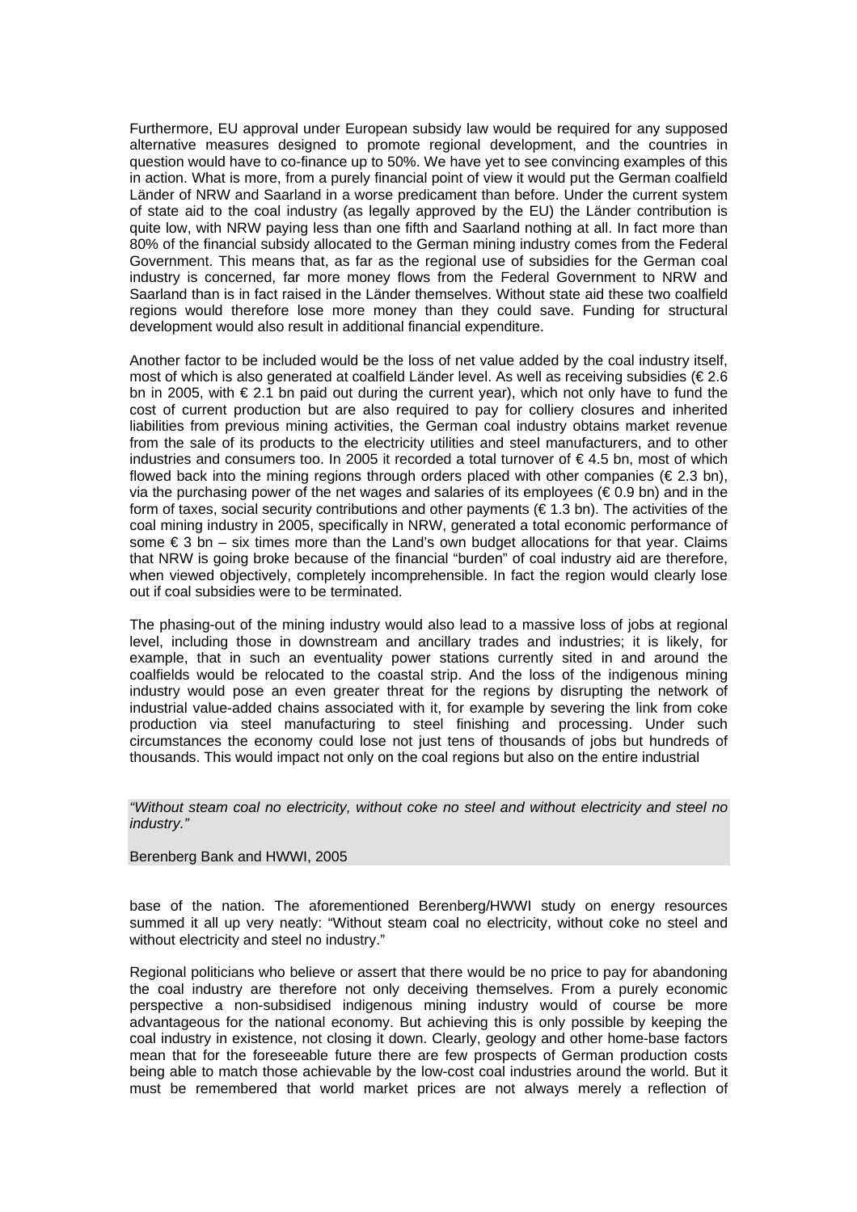Furthermore, EU approval under European subsidy law would be required for any supposed alternative measures designed to promote regional development, and the countries in question would have to co-finance up to 50%. We have yet to see convincing examples of this in action. What is more, from a purely financial point of view it would put the German coalfield Länder of NRW and Saarland in a worse predicament than before. Under the current system of state aid to the coal industry (as legally approved by the EU) the Länder contribution is quite low, with NRW paying less than one fifth and Saarland nothing at all. In fact more than 80% of the financial subsidy allocated to the German mining industry comes from the Federal Government. This means that, as far as the regional use of subsidies for the German coal industry is concerned, far more money flows from the Federal Government to NRW and Saarland than is in fact raised in the Länder themselves. Without state aid these two coalfield regions would therefore lose more money than they could save. Funding for structural development would also result in additional financial expenditure.

Another factor to be included would be the loss of net value added by the coal industry itself, most of which is also generated at coalfield Länder level. As well as receiving subsidies (€ 2.6 bn in 2005, with € 2.1 bn paid out during the current year), which not only have to fund the cost of current production but are also required to pay for colliery closures and inherited liabilities from previous mining activities, the German coal industry obtains market revenue from the sale of its products to the electricity utilities and steel manufacturers, and to other industries and consumers too. In 2005 it recorded a total turnover of € 4.5 bn, most of which flowed back into the mining regions through orders placed with other companies (€ 2.3 bn), via the purchasing power of the net wages and salaries of its employees (€ 0.9 bn) and in the form of taxes, social security contributions and other payments (€ 1.3 bn). The activities of the coal mining industry in 2005, specifically in NRW, generated a total economic performance of some € 3 bn – six times more than the Land's own budget allocations for that year. Claims that NRW is going broke because of the financial "burden" of coal industry aid are therefore, when viewed objectively, completely incomprehensible. In fact the region would clearly lose out if coal subsidies were to be terminated.

The phasing-out of the mining industry would also lead to a massive loss of jobs at regional level, including those in downstream and ancillary trades and industries; it is likely, for example, that in such an eventuality power stations currently sited in and around the coalfields would be relocated to the coastal strip. And the loss of the indigenous mining industry would pose an even greater threat for the regions by disrupting the network of industrial value-added chains associated with it, for example by severing the link from coke production via steel manufacturing to steel finishing and processing. Under such circumstances the economy could lose not just tens of thousands of jobs but hundreds of thousands. This would impact not only on the coal regions but also on the entire industrial base of the nation. The aforementioned Berenberg/HWWI study on energy resources summed it all up very neatly: "Without steam coal no electricity, without coke no steel and without electricity and steel no industry."

> *"Without steam coal no electricity, without coke no steel and without electricity and steel no industry."*
>
> Berenberg Bank and HWWI, 2005

Regional politicians who believe or assert that there would be no price to pay for abandoning the coal industry are therefore not only deceiving themselves. From a purely economic perspective a non-subsidised indigenous mining industry would of course be more advantageous for the national economy. But achieving this is only possible by keeping the coal industry in existence, not closing it down. Clearly, geology and other home-base factors mean that for the foreseeable future there are few prospects of German production costs being able to match those achievable by the low-cost coal industries around the world. But it must be remembered that world market prices are not always merely a reflection of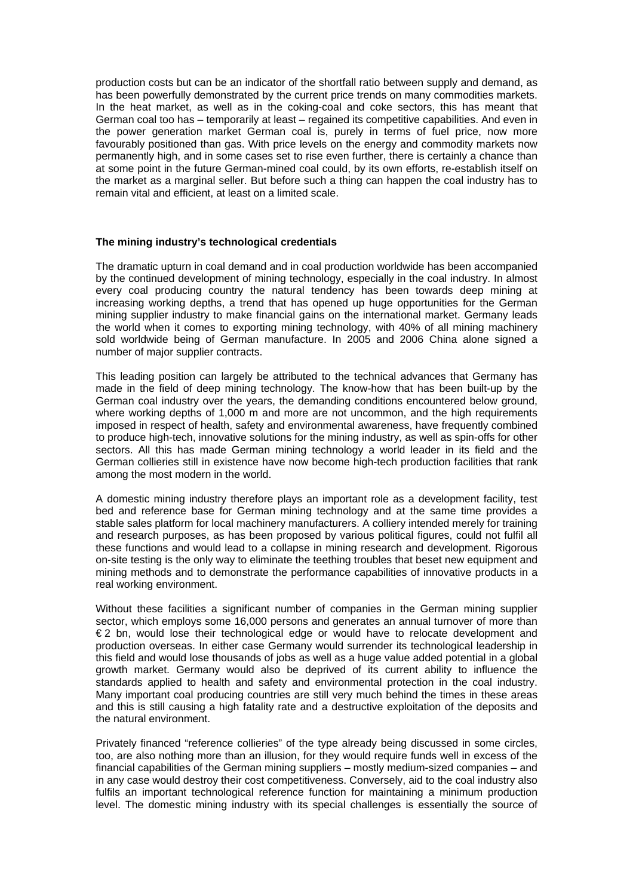production costs but can be an indicator of the shortfall ratio between supply and demand, as has been powerfully demonstrated by the current price trends on many commodities markets. In the heat market, as well as in the coking-coal and coke sectors, this has meant that German coal too has – temporarily at least – regained its competitive capabilities. And even in the power generation market German coal is, purely in terms of fuel price, now more favourably positioned than gas. With price levels on the energy and commodity markets now permanently high, and in some cases set to rise even further, there is certainly a chance than at some point in the future German-mined coal could, by its own efforts, re-establish itself on the market as a marginal seller. But before such a thing can happen the coal industry has to remain vital and efficient, at least on a limited scale.

**The mining industry's technological credentials**

The dramatic upturn in coal demand and in coal production worldwide has been accompanied by the continued development of mining technology, especially in the coal industry. In almost every coal producing country the natural tendency has been towards deep mining at increasing working depths, a trend that has opened up huge opportunities for the German mining supplier industry to make financial gains on the international market. Germany leads the world when it comes to exporting mining technology, with 40% of all mining machinery sold worldwide being of German manufacture. In 2005 and 2006 China alone signed a number of major supplier contracts.

This leading position can largely be attributed to the technical advances that Germany has made in the field of deep mining technology. The know-how that has been built-up by the German coal industry over the years, the demanding conditions encountered below ground, where working depths of 1,000 m and more are not uncommon, and the high requirements imposed in respect of health, safety and environmental awareness, have frequently combined to produce high-tech, innovative solutions for the mining industry, as well as spin-offs for other sectors. All this has made German mining technology a world leader in its field and the German collieries still in existence have now become high-tech production facilities that rank among the most modern in the world.

A domestic mining industry therefore plays an important role as a development facility, test bed and reference base for German mining technology and at the same time provides a stable sales platform for local machinery manufacturers. A colliery intended merely for training and research purposes, as has been proposed by various political figures, could not fulfil all these functions and would lead to a collapse in mining research and development. Rigorous on-site testing is the only way to eliminate the teething troubles that beset new equipment and mining methods and to demonstrate the performance capabilities of innovative products in a real working environment.

Without these facilities a significant number of companies in the German mining supplier sector, which employs some 16,000 persons and generates an annual turnover of more than € 2 bn, would lose their technological edge or would have to relocate development and production overseas. In either case Germany would surrender its technological leadership in this field and would lose thousands of jobs as well as a huge value added potential in a global growth market. Germany would also be deprived of its current ability to influence the standards applied to health and safety and environmental protection in the coal industry. Many important coal producing countries are still very much behind the times in these areas and this is still causing a high fatality rate and a destructive exploitation of the deposits and the natural environment.

Privately financed "reference collieries" of the type already being discussed in some circles, too, are also nothing more than an illusion, for they would require funds well in excess of the financial capabilities of the German mining suppliers – mostly medium-sized companies – and in any case would destroy their cost competitiveness. Conversely, aid to the coal industry also fulfils an important technological reference function for maintaining a minimum production level. The domestic mining industry with its special challenges is essentially the source of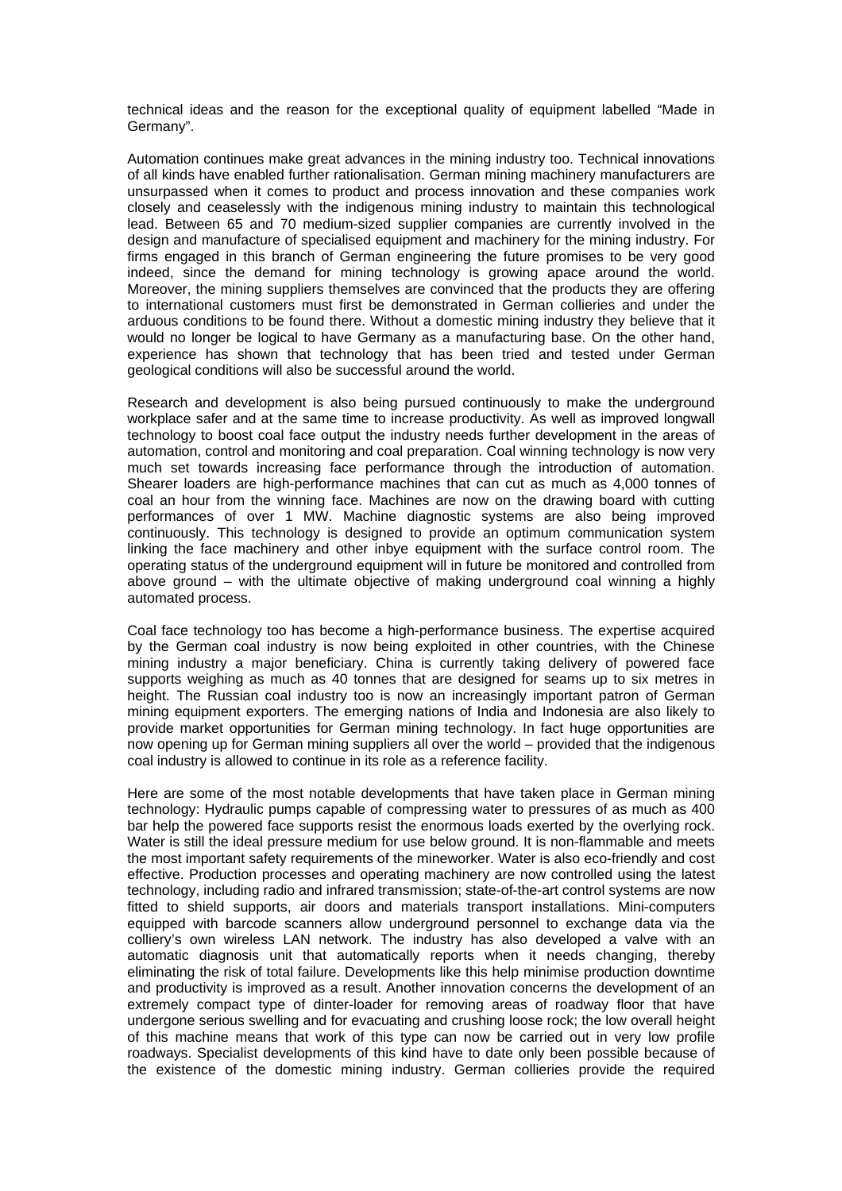technical ideas and the reason for the exceptional quality of equipment labelled "Made in Germany".

Automation continues make great advances in the mining industry too. Technical innovations of all kinds have enabled further rationalisation. German mining machinery manufacturers are unsurpassed when it comes to product and process innovation and these companies work closely and ceaselessly with the indigenous mining industry to maintain this technological lead. Between 65 and 70 medium-sized supplier companies are currently involved in the design and manufacture of specialised equipment and machinery for the mining industry. For firms engaged in this branch of German engineering the future promises to be very good indeed, since the demand for mining technology is growing apace around the world. Moreover, the mining suppliers themselves are convinced that the products they are offering to international customers must first be demonstrated in German collieries and under the arduous conditions to be found there. Without a domestic mining industry they believe that it would no longer be logical to have Germany as a manufacturing base. On the other hand, experience has shown that technology that has been tried and tested under German geological conditions will also be successful around the world.

Research and development is also being pursued continuously to make the underground workplace safer and at the same time to increase productivity. As well as improved longwall technology to boost coal face output the industry needs further development in the areas of automation, control and monitoring and coal preparation. Coal winning technology is now very much set towards increasing face performance through the introduction of automation. Shearer loaders are high-performance machines that can cut as much as 4,000 tonnes of coal an hour from the winning face. Machines are now on the drawing board with cutting performances of over 1 MW. Machine diagnostic systems are also being improved continuously. This technology is designed to provide an optimum communication system linking the face machinery and other inbye equipment with the surface control room. The operating status of the underground equipment will in future be monitored and controlled from above ground – with the ultimate objective of making underground coal winning a highly automated process.

Coal face technology too has become a high-performance business. The expertise acquired by the German coal industry is now being exploited in other countries, with the Chinese mining industry a major beneficiary. China is currently taking delivery of powered face supports weighing as much as 40 tonnes that are designed for seams up to six metres in height. The Russian coal industry too is now an increasingly important patron of German mining equipment exporters. The emerging nations of India and Indonesia are also likely to provide market opportunities for German mining technology. In fact huge opportunities are now opening up for German mining suppliers all over the world – provided that the indigenous coal industry is allowed to continue in its role as a reference facility.

Here are some of the most notable developments that have taken place in German mining technology: Hydraulic pumps capable of compressing water to pressures of as much as 400 bar help the powered face supports resist the enormous loads exerted by the overlying rock. Water is still the ideal pressure medium for use below ground. It is non-flammable and meets the most important safety requirements of the mineworker. Water is also eco-friendly and cost effective. Production processes and operating machinery are now controlled using the latest technology, including radio and infrared transmission; state-of-the-art control systems are now fitted to shield supports, air doors and materials transport installations. Mini-computers equipped with barcode scanners allow underground personnel to exchange data via the colliery's own wireless LAN network. The industry has also developed a valve with an automatic diagnosis unit that automatically reports when it needs changing, thereby eliminating the risk of total failure. Developments like this help minimise production downtime and productivity is improved as a result. Another innovation concerns the development of an extremely compact type of dinter-loader for removing areas of roadway floor that have undergone serious swelling and for evacuating and crushing loose rock; the low overall height of this machine means that work of this type can now be carried out in very low profile roadways. Specialist developments of this kind have to date only been possible because of the existence of the domestic mining industry. German collieries provide the required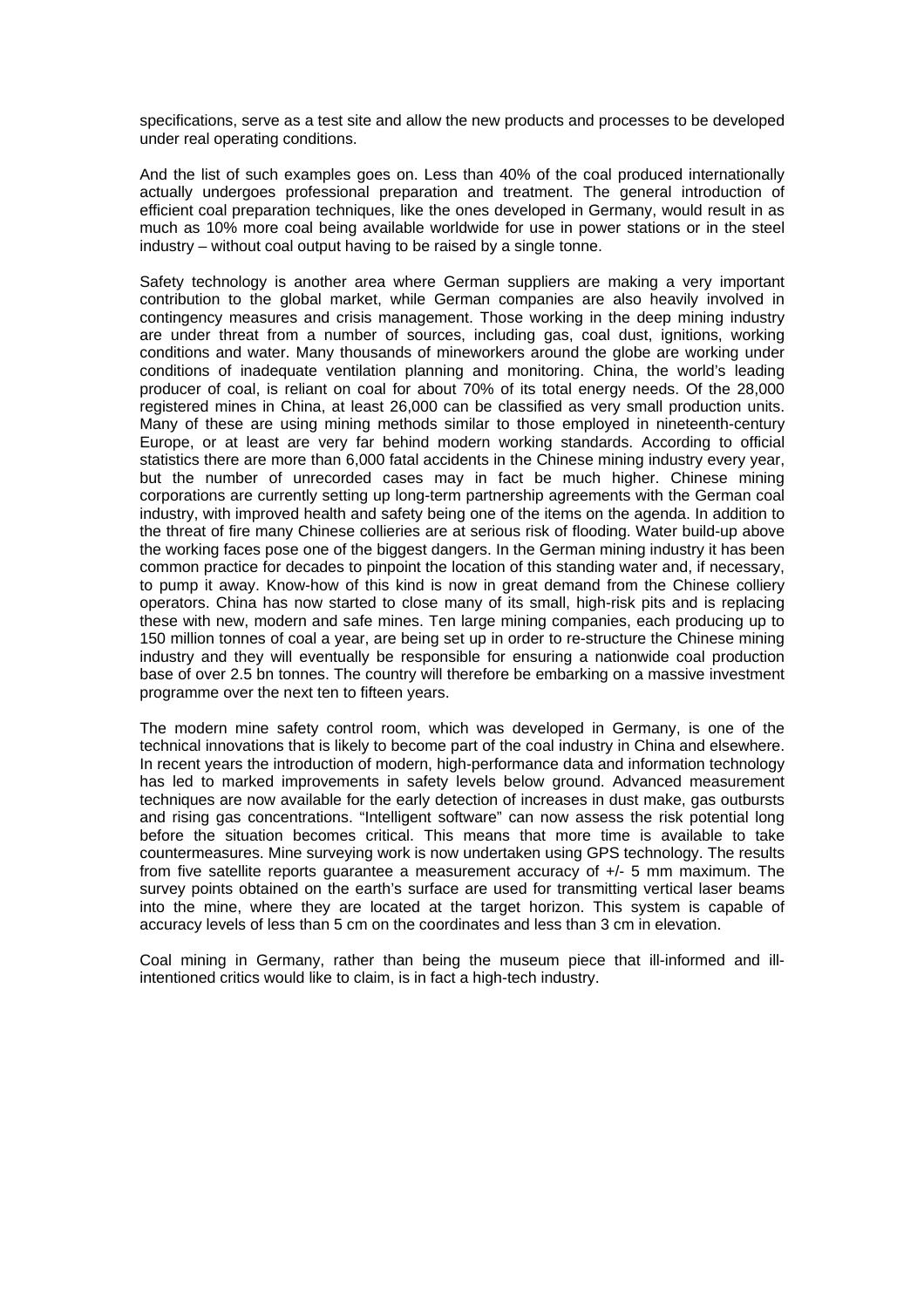specifications, serve as a test site and allow the new products and processes to be developed under real operating conditions.

And the list of such examples goes on. Less than 40% of the coal produced internationally actually undergoes professional preparation and treatment. The general introduction of efficient coal preparation techniques, like the ones developed in Germany, would result in as much as 10% more coal being available worldwide for use in power stations or in the steel industry – without coal output having to be raised by a single tonne.

Safety technology is another area where German suppliers are making a very important contribution to the global market, while German companies are also heavily involved in contingency measures and crisis management. Those working in the deep mining industry are under threat from a number of sources, including gas, coal dust, ignitions, working conditions and water. Many thousands of mineworkers around the globe are working under conditions of inadequate ventilation planning and monitoring. China, the world's leading producer of coal, is reliant on coal for about 70% of its total energy needs. Of the 28,000 registered mines in China, at least 26,000 can be classified as very small production units. Many of these are using mining methods similar to those employed in nineteenth-century Europe, or at least are very far behind modern working standards. According to official statistics there are more than 6,000 fatal accidents in the Chinese mining industry every year, but the number of unrecorded cases may in fact be much higher. Chinese mining corporations are currently setting up long-term partnership agreements with the German coal industry, with improved health and safety being one of the items on the agenda. In addition to the threat of fire many Chinese collieries are at serious risk of flooding. Water build-up above the working faces pose one of the biggest dangers. In the German mining industry it has been common practice for decades to pinpoint the location of this standing water and, if necessary, to pump it away. Know-how of this kind is now in great demand from the Chinese colliery operators. China has now started to close many of its small, high-risk pits and is replacing these with new, modern and safe mines. Ten large mining companies, each producing up to 150 million tonnes of coal a year, are being set up in order to re-structure the Chinese mining industry and they will eventually be responsible for ensuring a nationwide coal production base of over 2.5 bn tonnes. The country will therefore be embarking on a massive investment programme over the next ten to fifteen years.

The modern mine safety control room, which was developed in Germany, is one of the technical innovations that is likely to become part of the coal industry in China and elsewhere. In recent years the introduction of modern, high-performance data and information technology has led to marked improvements in safety levels below ground. Advanced measurement techniques are now available for the early detection of increases in dust make, gas outbursts and rising gas concentrations. "Intelligent software" can now assess the risk potential long before the situation becomes critical. This means that more time is available to take countermeasures. Mine surveying work is now undertaken using GPS technology. The results from five satellite reports guarantee a measurement accuracy of +/- 5 mm maximum. The survey points obtained on the earth's surface are used for transmitting vertical laser beams into the mine, where they are located at the target horizon. This system is capable of accuracy levels of less than 5 cm on the coordinates and less than 3 cm in elevation.

Coal mining in Germany, rather than being the museum piece that ill-informed and ill-intentioned critics would like to claim, is in fact a high-tech industry.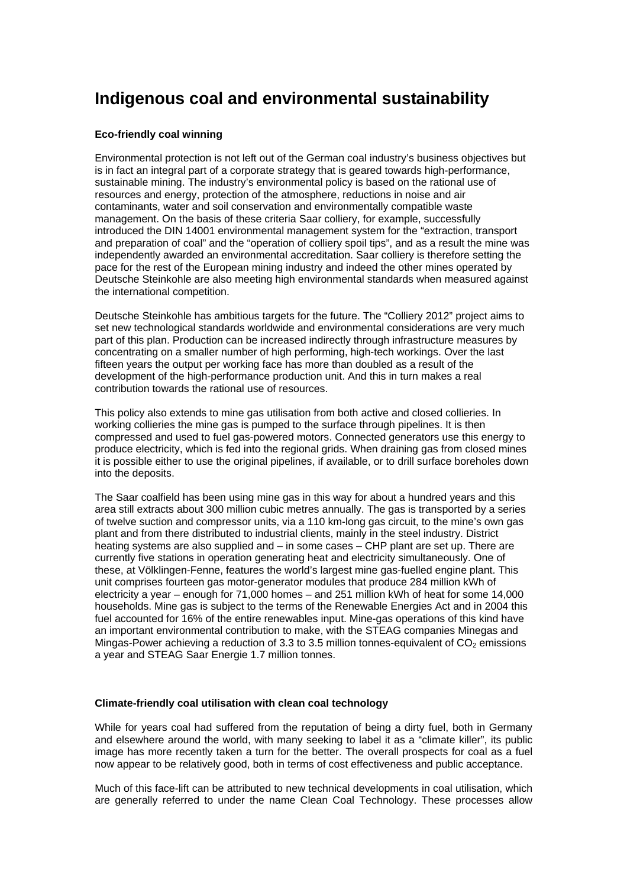# Indigenous coal and environmental sustainability

**Eco-friendly coal winning**

Environmental protection is not left out of the German coal industry's business objectives but is in fact an integral part of a corporate strategy that is geared towards high-performance, sustainable mining. The industry's environmental policy is based on the rational use of resources and energy, protection of the atmosphere, reductions in noise and air contaminants, water and soil conservation and environmentally compatible waste management. On the basis of these criteria Saar colliery, for example, successfully introduced the DIN 14001 environmental management system for the "extraction, transport and preparation of coal" and the "operation of colliery spoil tips", and as a result the mine was independently awarded an environmental accreditation. Saar colliery is therefore setting the pace for the rest of the European mining industry and indeed the other mines operated by Deutsche Steinkohle are also meeting high environmental standards when measured against the international competition.

Deutsche Steinkohle has ambitious targets for the future. The "Colliery 2012" project aims to set new technological standards worldwide and environmental considerations are very much part of this plan. Production can be increased indirectly through infrastructure measures by concentrating on a smaller number of high performing, high-tech workings. Over the last fifteen years the output per working face has more than doubled as a result of the development of the high-performance production unit. And this in turn makes a real contribution towards the rational use of resources.

This policy also extends to mine gas utilisation from both active and closed collieries. In working collieries the mine gas is pumped to the surface through pipelines. It is then compressed and used to fuel gas-powered motors. Connected generators use this energy to produce electricity, which is fed into the regional grids. When draining gas from closed mines it is possible either to use the original pipelines, if available, or to drill surface boreholes down into the deposits.

The Saar coalfield has been using mine gas in this way for about a hundred years and this area still extracts about 300 million cubic metres annually. The gas is transported by a series of twelve suction and compressor units, via a 110 km-long gas circuit, to the mine's own gas plant and from there distributed to industrial clients, mainly in the steel industry. District heating systems are also supplied and – in some cases – CHP plant are set up. There are currently five stations in operation generating heat and electricity simultaneously. One of these, at Völklingen-Fenne, features the world's largest mine gas-fuelled engine plant. This unit comprises fourteen gas motor-generator modules that produce 284 million kWh of electricity a year – enough for 71,000 homes – and 251 million kWh of heat for some 14,000 households. Mine gas is subject to the terms of the Renewable Energies Act and in 2004 this fuel accounted for 16% of the entire renewables input. Mine-gas operations of this kind have an important environmental contribution to make, with the STEAG companies Minegas and Mingas-Power achieving a reduction of 3.3 to 3.5 million tonnes-equivalent of $CO_2$ emissions a year and STEAG Saar Energie 1.7 million tonnes.

**Climate-friendly coal utilisation with clean coal technology**

While for years coal had suffered from the reputation of being a dirty fuel, both in Germany and elsewhere around the world, with many seeking to label it as a "climate killer", its public image has more recently taken a turn for the better. The overall prospects for coal as a fuel now appear to be relatively good, both in terms of cost effectiveness and public acceptance.

Much of this face-lift can be attributed to new technical developments in coal utilisation, which are generally referred to under the name Clean Coal Technology. These processes allow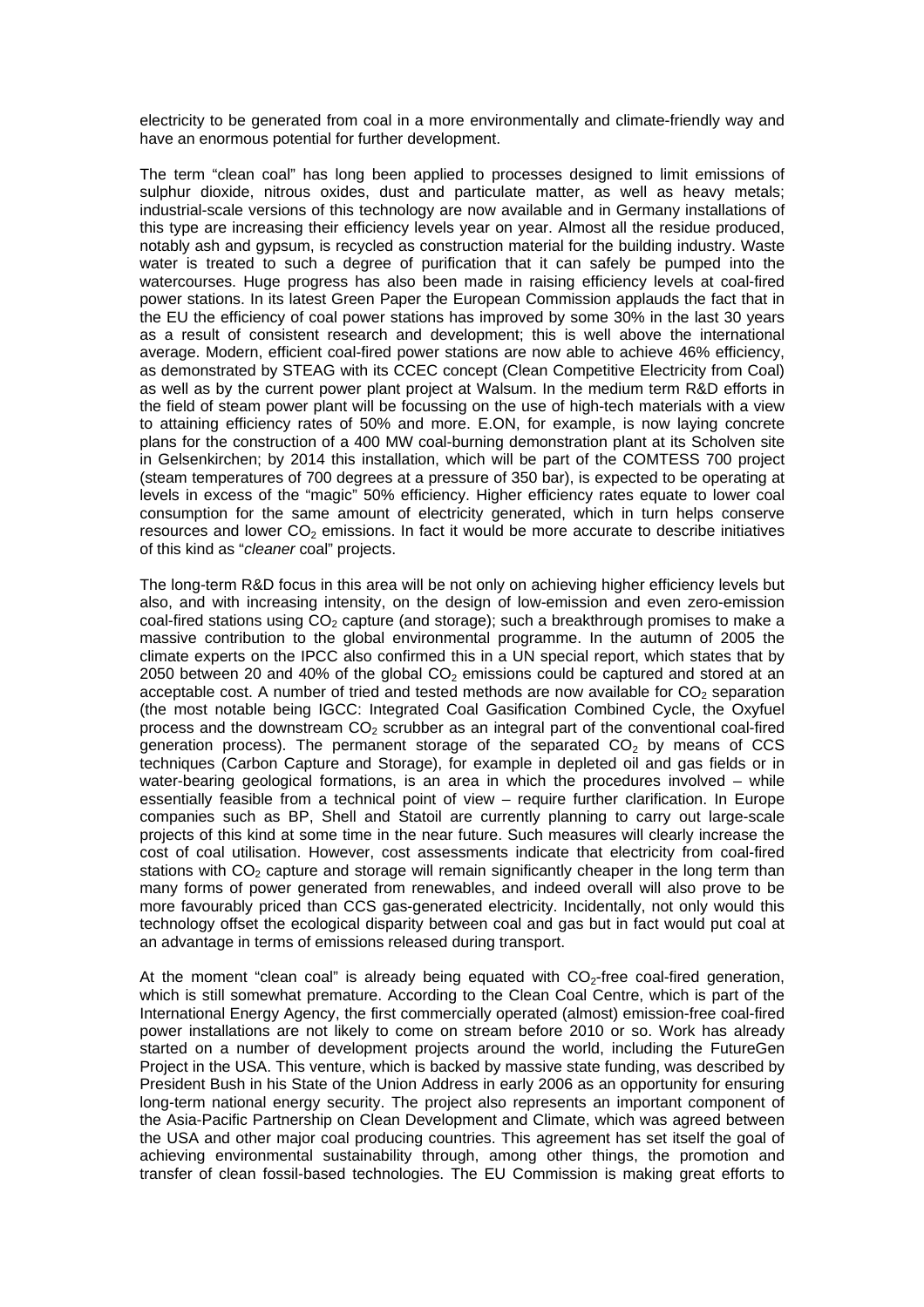electricity to be generated from coal in a more environmentally and climate-friendly way and have an enormous potential for further development.

The term "clean coal" has long been applied to processes designed to limit emissions of sulphur dioxide, nitrous oxides, dust and particulate matter, as well as heavy metals; industrial-scale versions of this technology are now available and in Germany installations of this type are increasing their efficiency levels year on year. Almost all the residue produced, notably ash and gypsum, is recycled as construction material for the building industry. Waste water is treated to such a degree of purification that it can safely be pumped into the watercourses. Huge progress has also been made in raising efficiency levels at coal-fired power stations. In its latest Green Paper the European Commission applauds the fact that in the EU the efficiency of coal power stations has improved by some 30% in the last 30 years as a result of consistent research and development; this is well above the international average. Modern, efficient coal-fired power stations are now able to achieve 46% efficiency, as demonstrated by STEAG with its CCEC concept (Clean Competitive Electricity from Coal) as well as by the current power plant project at Walsum. In the medium term R&D efforts in the field of steam power plant will be focussing on the use of high-tech materials with a view to attaining efficiency rates of 50% and more. E.ON, for example, is now laying concrete plans for the construction of a 400 MW coal-burning demonstration plant at its Scholven site in Gelsenkirchen; by 2014 this installation, which will be part of the COMTESS 700 project (steam temperatures of 700 degrees at a pressure of 350 bar), is expected to be operating at levels in excess of the "magic" 50% efficiency. Higher efficiency rates equate to lower coal consumption for the same amount of electricity generated, which in turn helps conserve resources and lower $CO_2$ emissions. In fact it would be more accurate to describe initiatives of this kind as "*cleaner* coal" projects.

The long-term R&D focus in this area will be not only on achieving higher efficiency levels but also, and with increasing intensity, on the design of low-emission and even zero-emission coal-fired stations using $CO_2$ capture (and storage); such a breakthrough promises to make a massive contribution to the global environmental programme. In the autumn of 2005 the climate experts on the IPCC also confirmed this in a UN special report, which states that by 2050 between 20 and 40% of the global $CO_2$ emissions could be captured and stored at an acceptable cost. A number of tried and tested methods are now available for $CO_2$ separation (the most notable being IGCC: Integrated Coal Gasification Combined Cycle, the Oxyfuel process and the downstream $CO_2$ scrubber as an integral part of the conventional coal-fired generation process). The permanent storage of the separated $CO_2$ by means of CCS techniques (Carbon Capture and Storage), for example in depleted oil and gas fields or in water-bearing geological formations, is an area in which the procedures involved – while essentially feasible from a technical point of view – require further clarification. In Europe companies such as BP, Shell and Statoil are currently planning to carry out large-scale projects of this kind at some time in the near future. Such measures will clearly increase the cost of coal utilisation. However, cost assessments indicate that electricity from coal-fired stations with $CO_2$ capture and storage will remain significantly cheaper in the long term than many forms of power generated from renewables, and indeed overall will also prove to be more favourably priced than CCS gas-generated electricity. Incidentally, not only would this technology offset the ecological disparity between coal and gas but in fact would put coal at an advantage in terms of emissions released during transport.

At the moment "clean coal" is already being equated with $CO_2$-free coal-fired generation, which is still somewhat premature. According to the Clean Coal Centre, which is part of the International Energy Agency, the first commercially operated (almost) emission-free coal-fired power installations are not likely to come on stream before 2010 or so. Work has already started on a number of development projects around the world, including the FutureGen Project in the USA. This venture, which is backed by massive state funding, was described by President Bush in his State of the Union Address in early 2006 as an opportunity for ensuring long-term national energy security. The project also represents an important component of the Asia-Pacific Partnership on Clean Development and Climate, which was agreed between the USA and other major coal producing countries. This agreement has set itself the goal of achieving environmental sustainability through, among other things, the promotion and transfer of clean fossil-based technologies. The EU Commission is making great efforts to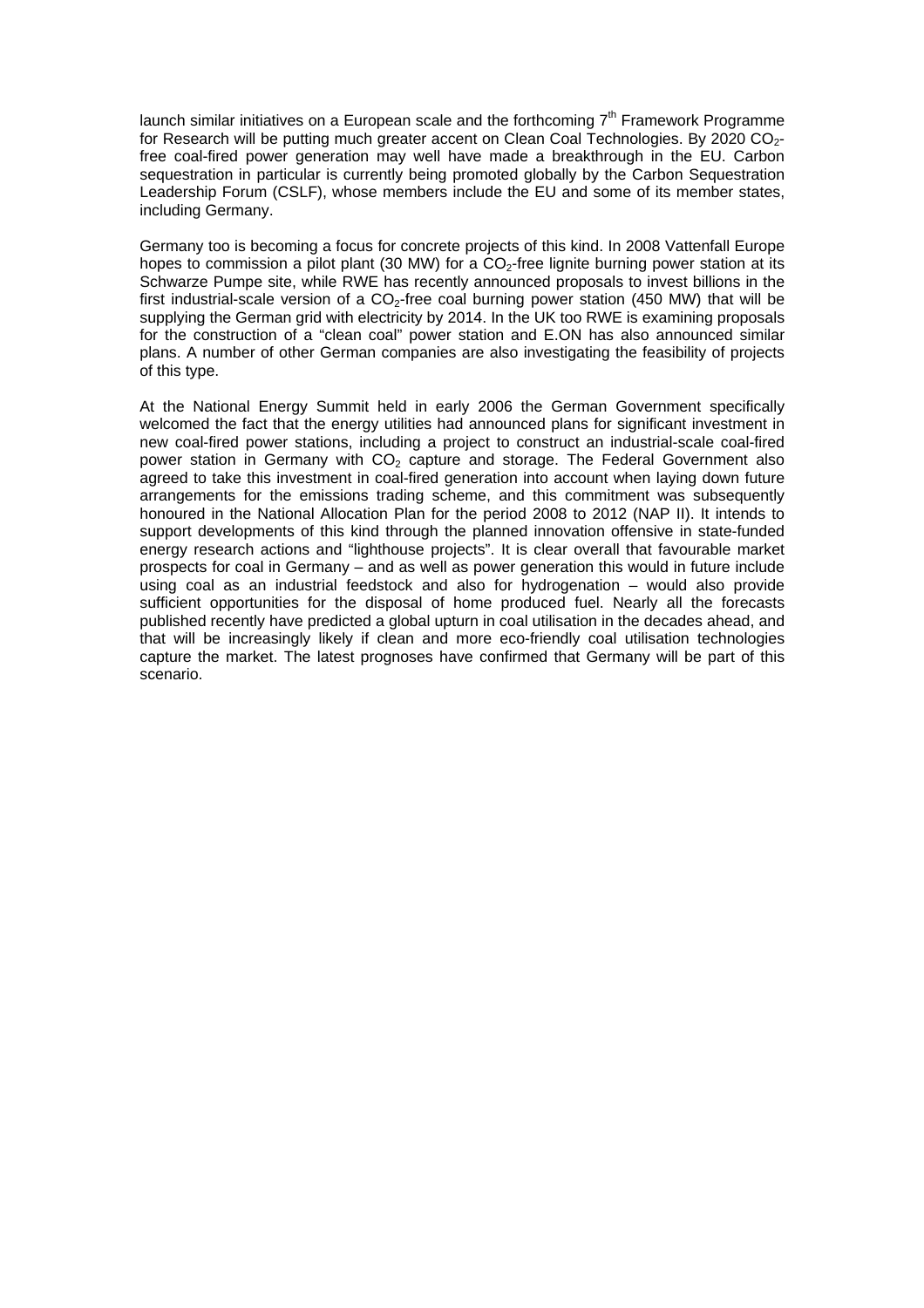launch similar initiatives on a European scale and the forthcoming 7th Framework Programme for Research will be putting much greater accent on Clean Coal Technologies. By 2020 $CO_2$-free coal-fired power generation may well have made a breakthrough in the EU. Carbon sequestration in particular is currently being promoted globally by the Carbon Sequestration Leadership Forum (CSLF), whose members include the EU and some of its member states, including Germany.

Germany too is becoming a focus for concrete projects of this kind. In 2008 Vattenfall Europe hopes to commission a pilot plant (30 MW) for a $CO_2$-free lignite burning power station at its Schwarze Pumpe site, while RWE has recently announced proposals to invest billions in the first industrial-scale version of a $CO_2$-free coal burning power station (450 MW) that will be supplying the German grid with electricity by 2014. In the UK too RWE is examining proposals for the construction of a "clean coal" power station and E.ON has also announced similar plans. A number of other German companies are also investigating the feasibility of projects of this type.

At the National Energy Summit held in early 2006 the German Government specifically welcomed the fact that the energy utilities had announced plans for significant investment in new coal-fired power stations, including a project to construct an industrial-scale coal-fired power station in Germany with $CO_2$ capture and storage. The Federal Government also agreed to take this investment in coal-fired generation into account when laying down future arrangements for the emissions trading scheme, and this commitment was subsequently honoured in the National Allocation Plan for the period 2008 to 2012 (NAP II). It intends to support developments of this kind through the planned innovation offensive in state-funded energy research actions and "lighthouse projects". It is clear overall that favourable market prospects for coal in Germany – and as well as power generation this would in future include using coal as an industrial feedstock and also for hydrogenation – would also provide sufficient opportunities for the disposal of home produced fuel. Nearly all the forecasts published recently have predicted a global upturn in coal utilisation in the decades ahead, and that will be increasingly likely if clean and more eco-friendly coal utilisation technologies capture the market. The latest prognoses have confirmed that Germany will be part of this scenario.